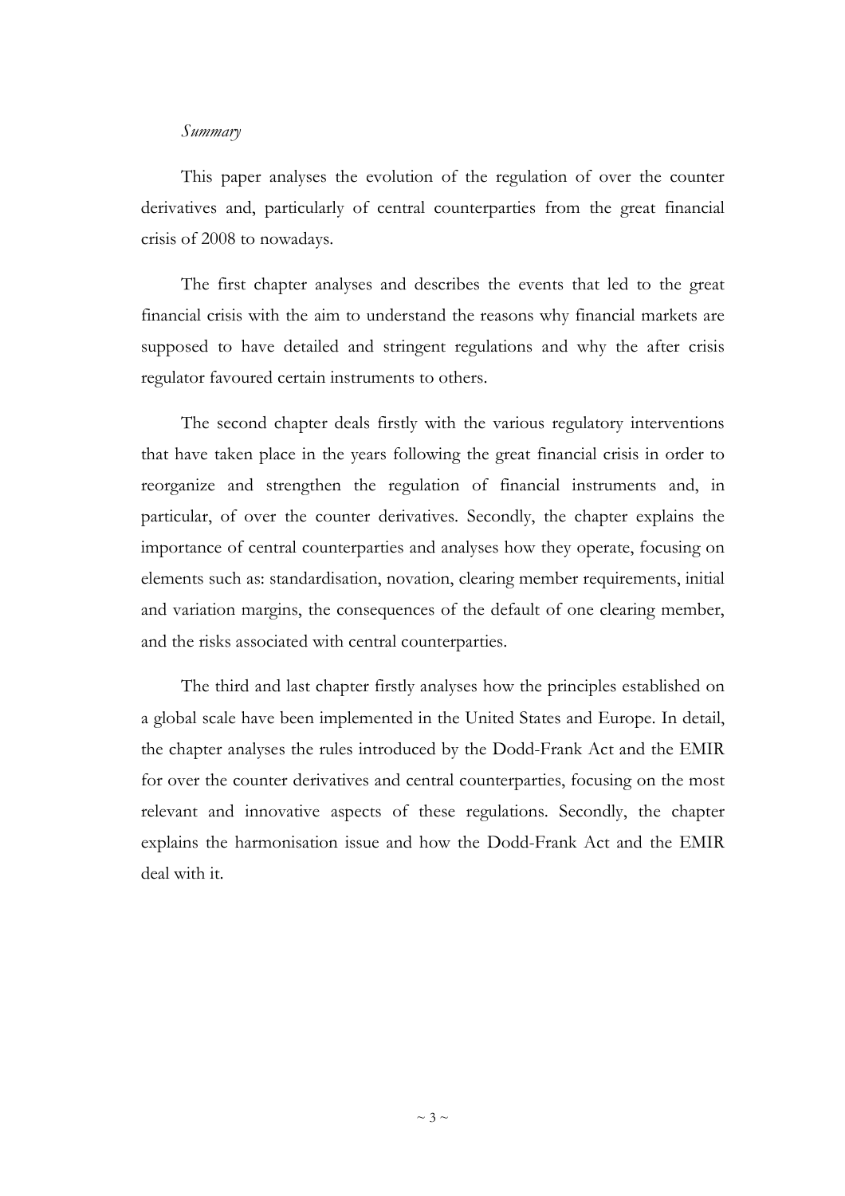*Summary*

This paper analyses the evolution of the regulation of over the counter derivatives and, particularly of central counterparties from the great financial crisis of 2008 to nowadays.

The first chapter analyses and describes the events that led to the great financial crisis with the aim to understand the reasons why financial markets are supposed to have detailed and stringent regulations and why the after crisis regulator favoured certain instruments to others.

The second chapter deals firstly with the various regulatory interventions that have taken place in the years following the great financial crisis in order to reorganize and strengthen the regulation of financial instruments and, in particular, of over the counter derivatives. Secondly, the chapter explains the importance of central counterparties and analyses how they operate, focusing on elements such as: standardisation, novation, clearing member requirements, initial and variation margins, the consequences of the default of one clearing member, and the risks associated with central counterparties.

The third and last chapter firstly analyses how the principles established on a global scale have been implemented in the United States and Europe. In detail, the chapter analyses the rules introduced by the Dodd-Frank Act and the EMIR for over the counter derivatives and central counterparties, focusing on the most relevant and innovative aspects of these regulations. Secondly, the chapter explains the harmonisation issue and how the Dodd-Frank Act and the EMIR deal with it.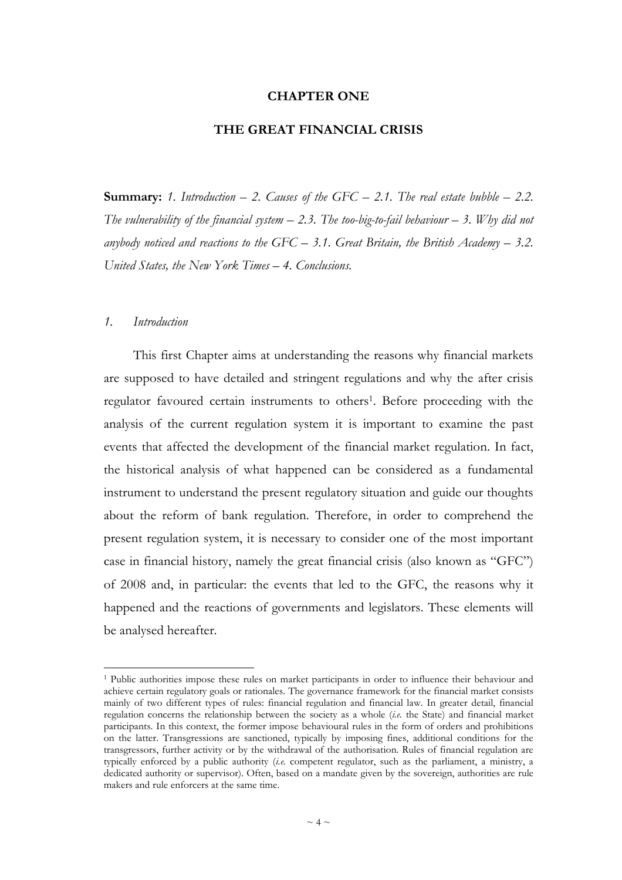# CHAPTER ONE

## THE GREAT FINANCIAL CRISIS

**Summary:** *1. Introduction – 2. Causes of the GFC – 2.1. The real estate bubble – 2.2. The vulnerability of the financial system – 2.3. The too-big-to-fail behaviour – 3. Why did not anybody noticed and reactions to the GFC – 3.1. Great Britain, the British Academy – 3.2. United States, the New York Times – 4. Conclusions.*

### *1. Introduction*

This first Chapter aims at understanding the reasons why financial markets are supposed to have detailed and stringent regulations and why the after crisis regulator favoured certain instruments to others[1]. Before proceeding with the analysis of the current regulation system it is important to examine the past events that affected the development of the financial market regulation. In fact, the historical analysis of what happened can be considered as a fundamental instrument to understand the present regulatory situation and guide our thoughts about the reform of bank regulation. Therefore, in order to comprehend the present regulation system, it is necessary to consider one of the most important case in financial history, namely the great financial crisis (also known as "GFC") of 2008 and, in particular: the events that led to the GFC, the reasons why it happened and the reactions of governments and legislators. These elements will be analysed hereafter.

---

[1] Public authorities impose these rules on market participants in order to influence their behaviour and achieve certain regulatory goals or rationales. The governance framework for the financial market consists mainly of two different types of rules: financial regulation and financial law. In greater detail, financial regulation concerns the relationship between the society as a whole (*i.e.* the State) and financial market participants. In this context, the former impose behavioural rules in the form of orders and prohibitions on the latter. Transgressions are sanctioned, typically by imposing fines, additional conditions for the transgressors, further activity or by the withdrawal of the authorisation. Rules of financial regulation are typically enforced by a public authority (*i.e.* competent regulator, such as the parliament, a ministry, a dedicated authority or supervisor). Often, based on a mandate given by the sovereign, authorities are rule makers and rule enforcers at the same time.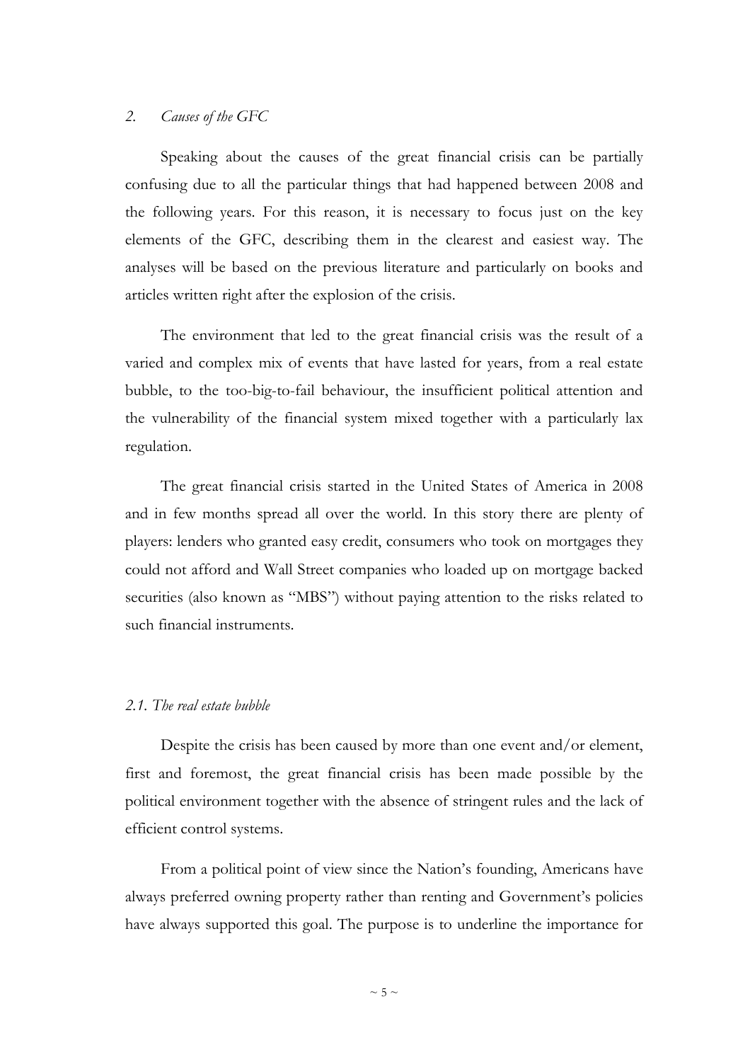## *2. Causes of the GFC*

Speaking about the causes of the great financial crisis can be partially confusing due to all the particular things that had happened between 2008 and the following years. For this reason, it is necessary to focus just on the key elements of the GFC, describing them in the clearest and easiest way. The analyses will be based on the previous literature and particularly on books and articles written right after the explosion of the crisis.

The environment that led to the great financial crisis was the result of a varied and complex mix of events that have lasted for years, from a real estate bubble, to the too-big-to-fail behaviour, the insufficient political attention and the vulnerability of the financial system mixed together with a particularly lax regulation.

The great financial crisis started in the United States of America in 2008 and in few months spread all over the world. In this story there are plenty of players: lenders who granted easy credit, consumers who took on mortgages they could not afford and Wall Street companies who loaded up on mortgage backed securities (also known as "MBS") without paying attention to the risks related to such financial instruments.

### *2.1. The real estate bubble*

Despite the crisis has been caused by more than one event and/or element, first and foremost, the great financial crisis has been made possible by the political environment together with the absence of stringent rules and the lack of efficient control systems.

From a political point of view since the Nation's founding, Americans have always preferred owning property rather than renting and Government's policies have always supported this goal. The purpose is to underline the importance for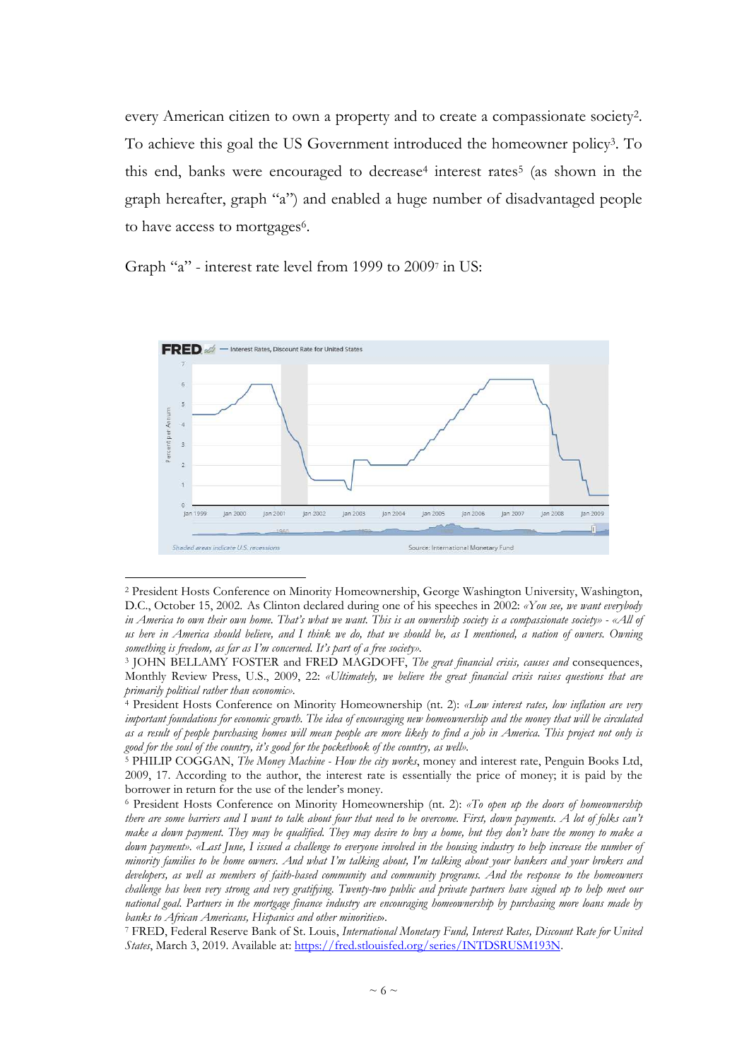every American citizen to own a property and to create a compassionate society[2]. To achieve this goal the US Government introduced the homeowner policy[3]. To this end, banks were encouraged to decrease[4] interest rates[5] (as shown in the graph hereafter, graph "a") and enabled a huge number of disadvantaged people to have access to mortgages[6].

Graph "a" - interest rate level from 1999 to 2009[7] in US:

---

[2] President Hosts Conference on Minority Homeownership, George Washington University, Washington, D.C., October 15, 2002. As Clinton declared during one of his speeches in 2002: *«You see, we want everybody in America to own their own home. That's what we want. This is an ownership society is a compassionate society» - «All of us here in America should believe, and I think we do, that we should be, as I mentioned, a nation of owners. Owning something is freedom, as far as I'm concerned. It's part of a free society».*

[3] JOHN BELLAMY FOSTER and FRED MAGDOFF, *The great financial crisis, causes and* consequences, Monthly Review Press, U.S., 2009, 22: *«Ultimately, we believe the great financial crisis raises questions that are primarily political rather than economic».*

[4] President Hosts Conference on Minority Homeownership (nt. 2): *«Low interest rates, low inflation are very important foundations for economic growth. The idea of encouraging new homeownership and the money that will be circulated as a result of people purchasing homes will mean people are more likely to find a job in America. This project not only is good for the soul of the country, it's good for the pocketbook of the country, as well».*

[5] PHILIP COGGAN, *The Money Machine - How the city works*, money and interest rate, Penguin Books Ltd, 2009, 17. According to the author, the interest rate is essentially the price of money; it is paid by the borrower in return for the use of the lender's money.

[6] President Hosts Conference on Minority Homeownership (nt. 2): *«To open up the doors of homeownership there are some barriers and I want to talk about four that need to be overcome. First, down payments. A lot of folks can't make a down payment. They may be qualified. They may desire to buy a home, but they don't have the money to make a down payment». «Last June, I issued a challenge to everyone involved in the housing industry to help increase the number of minority families to be home owners. And what I'm talking about, I'm talking about your bankers and your brokers and developers, as well as members of faith-based community and community programs. And the response to the homeowners challenge has been very strong and very gratifying. Twenty-two public and private partners have signed up to help meet our national goal. Partners in the mortgage finance industry are encouraging homeownership by purchasing more loans made by banks to African Americans, Hispanics and other minorities».*

[7] FRED, Federal Reserve Bank of St. Louis, *International Monetary Fund, Interest Rates, Discount Rate for United States*, March 3, 2019. Available at: https://fred.stlouisfed.org/series/INTDSRUSM193N.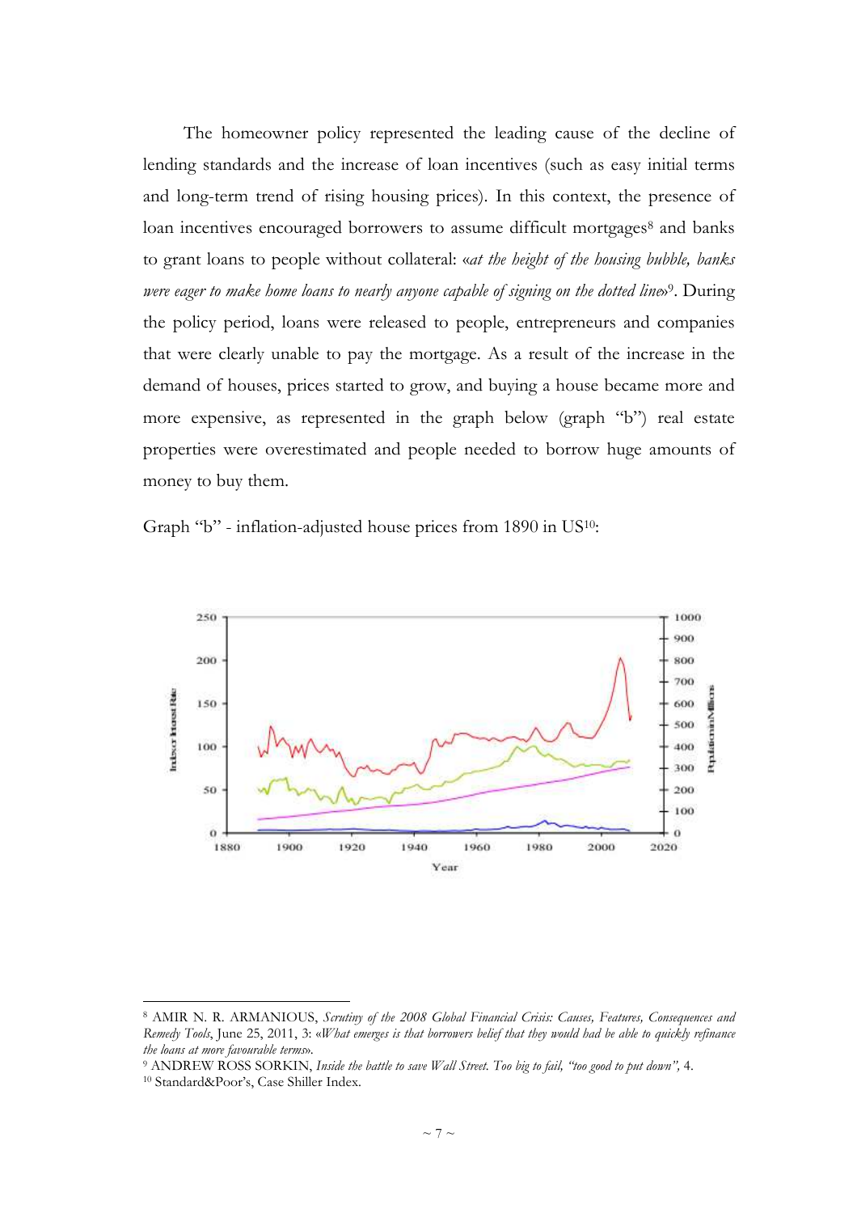The homeowner policy represented the leading cause of the decline of lending standards and the increase of loan incentives (such as easy initial terms and long-term trend of rising housing prices). In this context, the presence of loan incentives encouraged borrowers to assume difficult mortgages[8] and banks to grant loans to people without collateral: «*at the height of the housing bubble, banks were eager to make home loans to nearly anyone capable of signing on the dotted line*»[9]. During the policy period, loans were released to people, entrepreneurs and companies that were clearly unable to pay the mortgage. As a result of the increase in the demand of houses, prices started to grow, and buying a house became more and more expensive, as represented in the graph below (graph "b") real estate properties were overestimated and people needed to borrow huge amounts of money to buy them.

Graph "b" - inflation-adjusted house prices from 1890 in US[10]:

---

[8] AMIR N. R. ARMANIOUS, *Scrutiny of the 2008 Global Financial Crisis: Causes, Features, Consequences and Remedy Tools*, June 25, 2011, 3: «*What emerges is that borrowers belief that they would had be able to quickly refinance the loans at more favourable terms*».

[9] ANDREW ROSS SORKIN, *Inside the battle to save Wall Street. Too big to fail, "too good to put down"*, 4.

[10] Standard&Poor's, Case Shiller Index.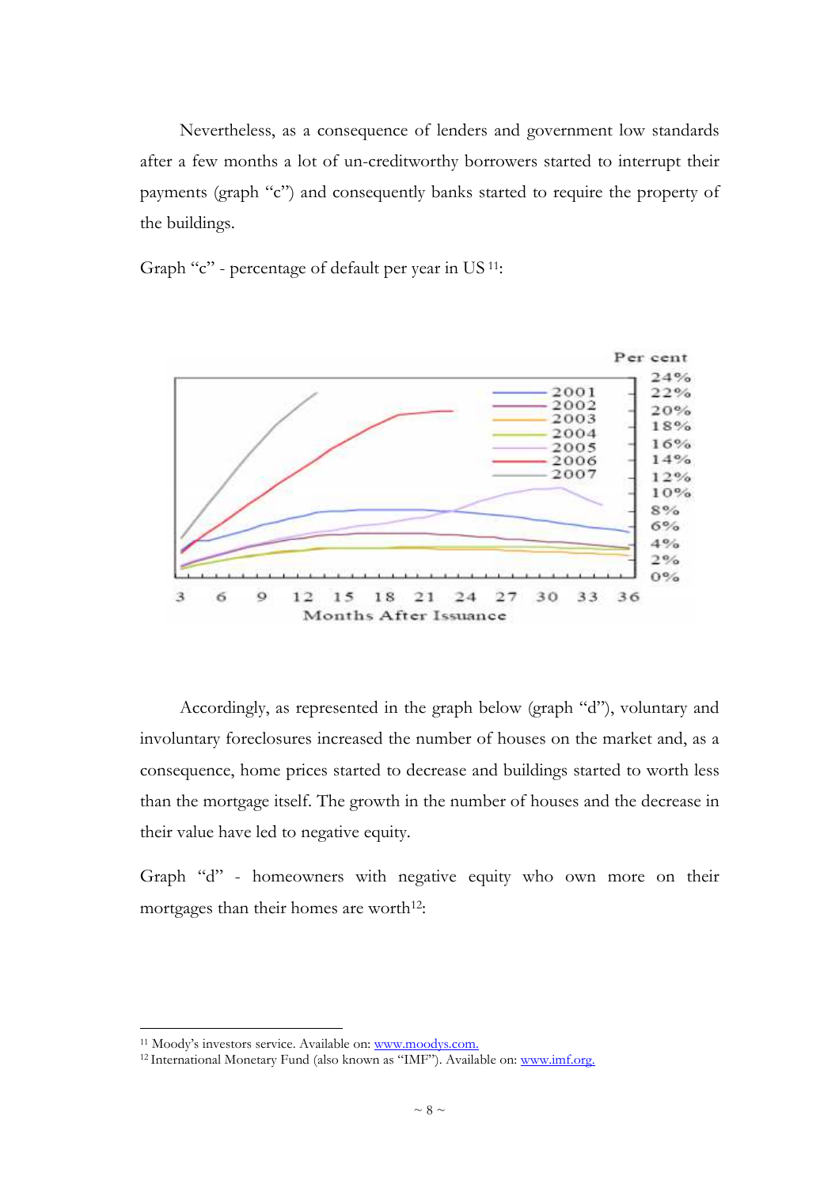Nevertheless, as a consequence of lenders and government low standards after a few months a lot of un-creditworthy borrowers started to interrupt their payments (graph "c") and consequently banks started to require the property of the buildings.

Graph "c" - percentage of default per year in US [11]:

Accordingly, as represented in the graph below (graph "d"), voluntary and involuntary foreclosures increased the number of houses on the market and, as a consequence, home prices started to decrease and buildings started to worth less than the mortgage itself. The growth in the number of houses and the decrease in their value have led to negative equity.

Graph "d" - homeowners with negative equity who own more on their mortgages than their homes are worth[12]:

[11] Moody's investors service. Available on: www.moodys.com.

[12] International Monetary Fund (also known as "IMF"). Available on: www.imf.org.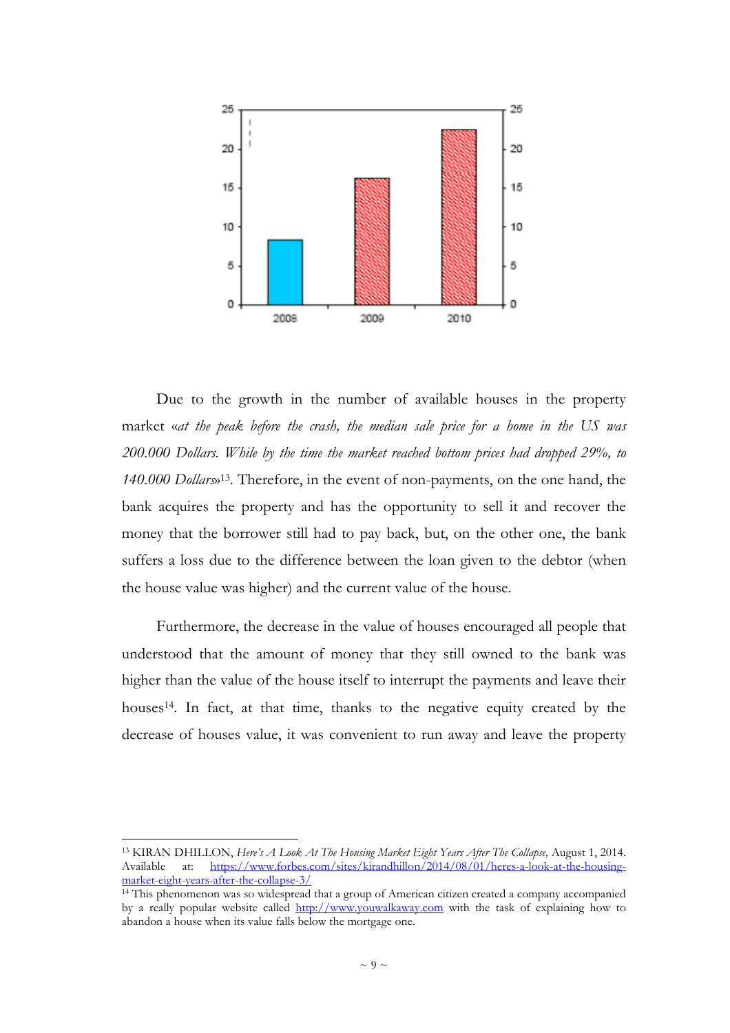Due to the growth in the number of available houses in the property market «*at the peak before the crash, the median sale price for a home in the US was 200.000 Dollars. While by the time the market reached bottom prices had dropped 29%, to 140.000 Dollars*»[13]. Therefore, in the event of non-payments, on the one hand, the bank acquires the property and has the opportunity to sell it and recover the money that the borrower still had to pay back, but, on the other one, the bank suffers a loss due to the difference between the loan given to the debtor (when the house value was higher) and the current value of the house.

Furthermore, the decrease in the value of houses encouraged all people that understood that the amount of money that they still owned to the bank was higher than the value of the house itself to interrupt the payments and leave their houses[14]. In fact, at that time, thanks to the negative equity created by the decrease of houses value, it was convenient to run away and leave the property

---

[13] KIRAN DHILLON, *Here's A Look At The Housing Market Eight Years After The Collapse,* August 1, 2014. Available at: https://www.forbes.com/sites/kirandhillon/2014/08/01/heres-a-look-at-the-housing-market-eight-years-after-the-collapse-3/

[14] This phenomenon was so widespread that a group of American citizen created a company accompanied by a really popular website called http://www.youwalkaway.com with the task of explaining how to abandon a house when its value falls below the mortgage one.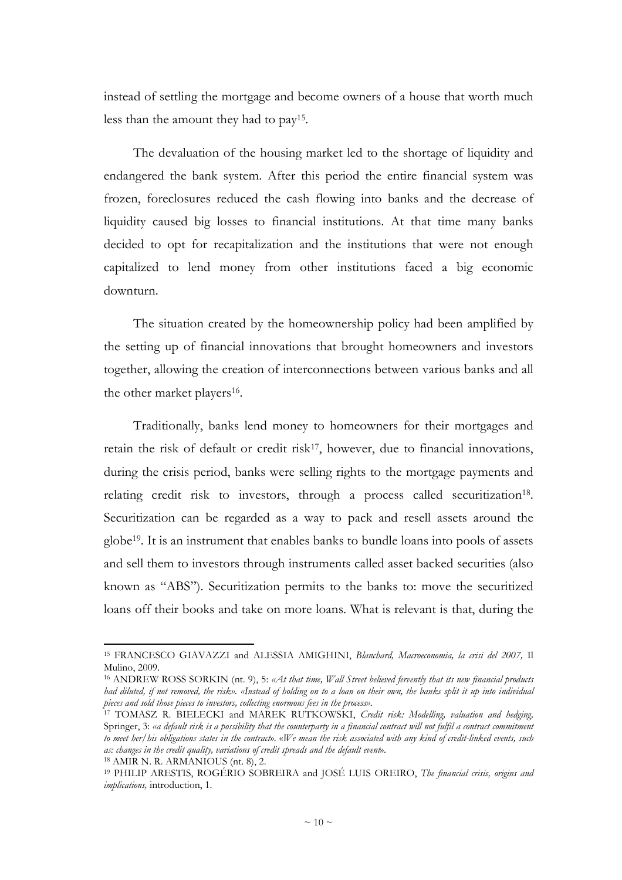instead of settling the mortgage and become owners of a house that worth much less than the amount they had to pay[15].

The devaluation of the housing market led to the shortage of liquidity and endangered the bank system. After this period the entire financial system was frozen, foreclosures reduced the cash flowing into banks and the decrease of liquidity caused big losses to financial institutions. At that time many banks decided to opt for recapitalization and the institutions that were not enough capitalized to lend money from other institutions faced a big economic downturn.

The situation created by the homeownership policy had been amplified by the setting up of financial innovations that brought homeowners and investors together, allowing the creation of interconnections between various banks and all the other market players[16].

Traditionally, banks lend money to homeowners for their mortgages and retain the risk of default or credit risk[17], however, due to financial innovations, during the crisis period, banks were selling rights to the mortgage payments and relating credit risk to investors, through a process called securitization[18]. Securitization can be regarded as a way to pack and resell assets around the globe[19]. It is an instrument that enables banks to bundle loans into pools of assets and sell them to investors through instruments called asset backed securities (also known as "ABS"). Securitization permits to the banks to: move the securitized loans off their books and take on more loans. What is relevant is that, during the

---

[15] FRANCESCO GIAVAZZI and ALESSIA AMIGHINI, *Blanchard, Macroeconomia, la crisi del 2007,* Il Mulino, 2009.

[16] ANDREW ROSS SORKIN (nt. 9), 5: *«At that time, Wall Street believed fervently that its new financial products had diluted, if not removed, the risk». «Instead of holding on to a loan on their own, the banks split it up into individual pieces and sold those pieces to investors, collecting enormous fees in the process».*

[17] TOMASZ R. BIELECKI and MAREK RUTKOWSKI, *Credit risk: Modelling, valuation and hedging,* Springer, 3: *«a default risk is a possibility that the counterparty in a financial contract will not fulfil a contract commitment to meet her/his obligations states in the contract». «We mean the risk associated with any kind of credit-linked events, such as: changes in the credit quality, variations of credit spreads and the default event».*

[18] AMIR N. R. ARMANIOUS (nt. 8), 2.

[19] PHILIP ARESTIS, ROGÉRIO SOBREIRA and JOSÉ LUIS OREIRO, *The financial crisis, origins and implications,* introduction, 1.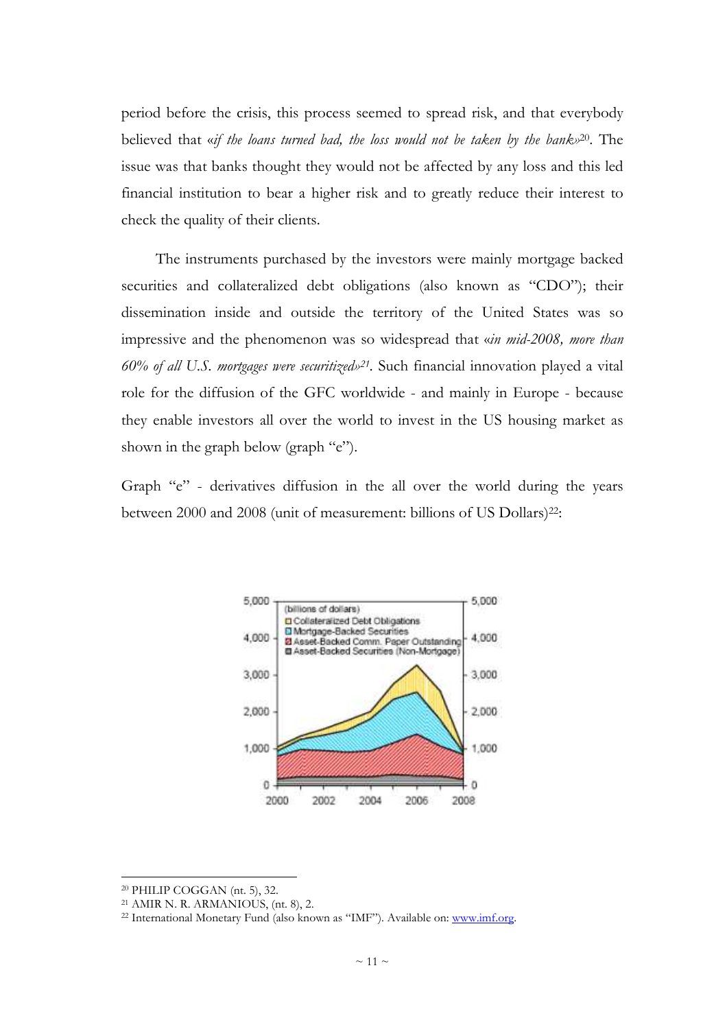period before the crisis, this process seemed to spread risk, and that everybody believed that «*if the loans turned bad, the loss would not be taken by the bank*»[20]. The issue was that banks thought they would not be affected by any loss and this led financial institution to bear a higher risk and to greatly reduce their interest to check the quality of their clients.

The instruments purchased by the investors were mainly mortgage backed securities and collateralized debt obligations (also known as "CDO"); their dissemination inside and outside the territory of the United States was so impressive and the phenomenon was so widespread that «*in mid-2008, more than 60% of all U.S. mortgages were securitized*»[21]. Such financial innovation played a vital role for the diffusion of the GFC worldwide - and mainly in Europe - because they enable investors all over the world to invest in the US housing market as shown in the graph below (graph "e").

Graph "e" - derivatives diffusion in the all over the world during the years between 2000 and 2008 (unit of measurement: billions of US Dollars)[22]:

---

[20] PHILIP COGGAN (nt. 5), 32.

[21] AMIR N. R. ARMANIOUS, (nt. 8), 2.

[22] International Monetary Fund (also known as "IMF"). Available on: www.imf.org.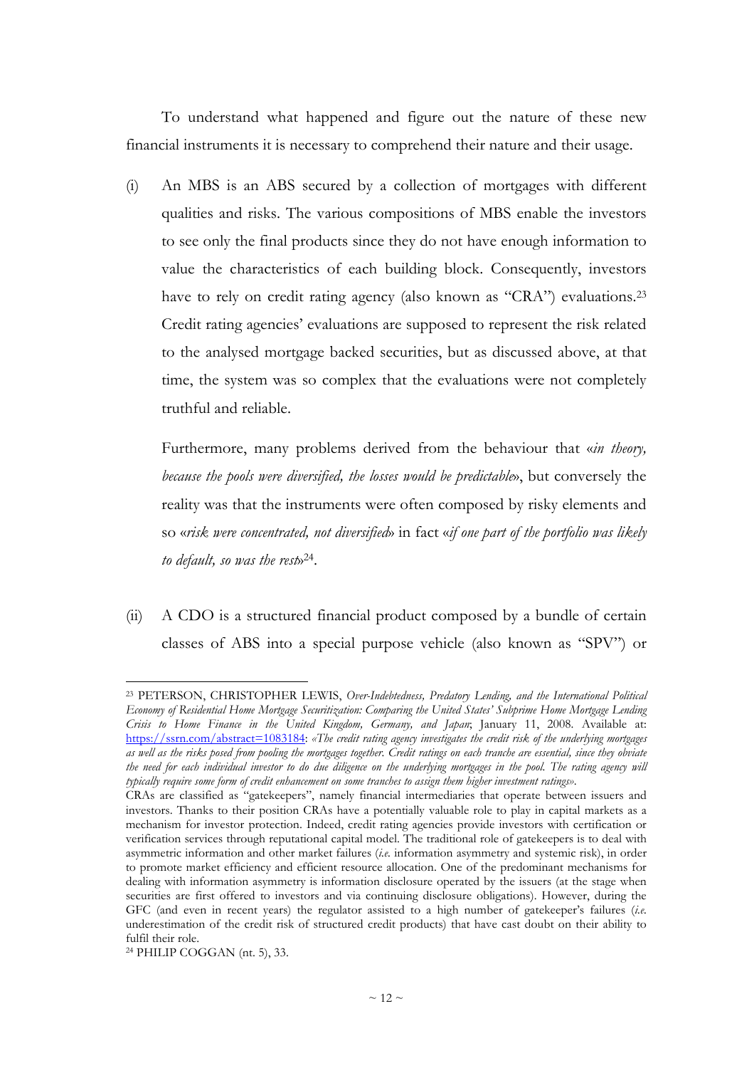To understand what happened and figure out the nature of these new financial instruments it is necessary to comprehend their nature and their usage.

(i) An MBS is an ABS secured by a collection of mortgages with different qualities and risks. The various compositions of MBS enable the investors to see only the final products since they do not have enough information to value the characteristics of each building block. Consequently, investors have to rely on credit rating agency (also known as "CRA") evaluations.[23] Credit rating agencies' evaluations are supposed to represent the risk related to the analysed mortgage backed securities, but as discussed above, at that time, the system was so complex that the evaluations were not completely truthful and reliable.

   Furthermore, many problems derived from the behaviour that «*in theory, because the pools were diversified, the losses would be predictable*», but conversely the reality was that the instruments were often composed by risky elements and so «*risk were concentrated, not diversified*» in fact «*if one part of the portfolio was likely to default, so was the rest*»[24].

(ii) A CDO is a structured financial product composed by a bundle of certain classes of ABS into a special purpose vehicle (also known as "SPV") or

---

[23] PETERSON, CHRISTOPHER LEWIS, *Over-Indebtedness, Predatory Lending, and the International Political Economy of Residential Home Mortgage Securitization: Comparing the United States' Subprime Home Mortgage Lending Crisis to Home Finance in the United Kingdom, Germany, and Japan*; January 11, 2008. Available at: https://ssrn.com/abstract=1083184: «*The credit rating agency investigates the credit risk of the underlying mortgages as well as the risks posed from pooling the mortgages together. Credit ratings on each tranche are essential, since they obviate the need for each individual investor to do due diligence on the underlying mortgages in the pool. The rating agency will typically require some form of credit enhancement on some tranches to assign them higher investment ratings*».

CRAs are classified as "gatekeepers", namely financial intermediaries that operate between issuers and investors. Thanks to their position CRAs have a potentially valuable role to play in capital markets as a mechanism for investor protection. Indeed, credit rating agencies provide investors with certification or verification services through reputational capital model. The traditional role of gatekeepers is to deal with asymmetric information and other market failures (*i.e.* information asymmetry and systemic risk), in order to promote market efficiency and efficient resource allocation. One of the predominant mechanisms for dealing with information asymmetry is information disclosure operated by the issuers (at the stage when securities are first offered to investors and via continuing disclosure obligations). However, during the GFC (and even in recent years) the regulator assisted to a high number of gatekeeper's failures (*i.e.* underestimation of the credit risk of structured credit products) that have cast doubt on their ability to fulfil their role.

[24] PHILIP COGGAN (nt. 5), 33.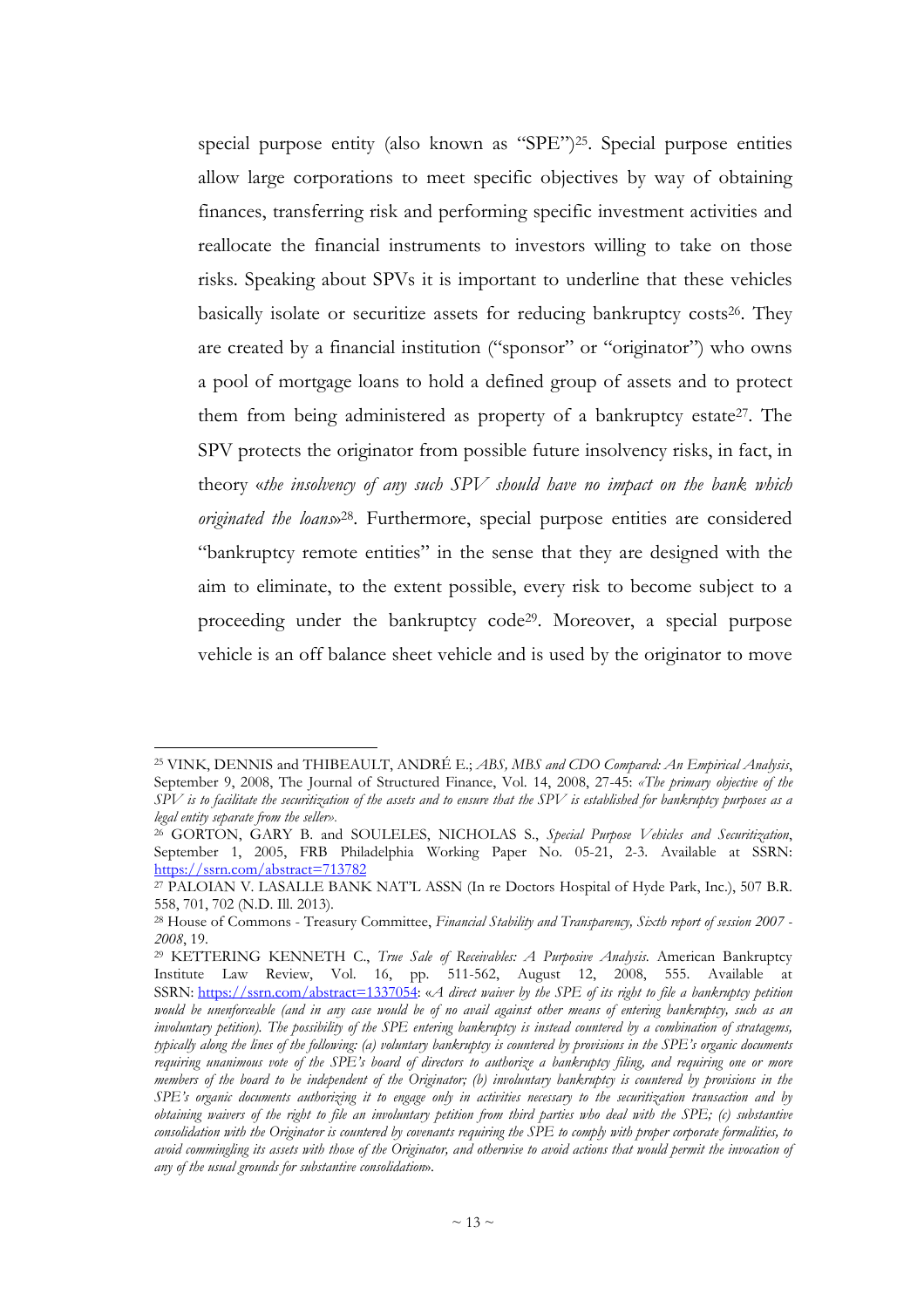special purpose entity (also known as "SPE")[25]. Special purpose entities allow large corporations to meet specific objectives by way of obtaining finances, transferring risk and performing specific investment activities and reallocate the financial instruments to investors willing to take on those risks. Speaking about SPVs it is important to underline that these vehicles basically isolate or securitize assets for reducing bankruptcy costs[26]. They are created by a financial institution ("sponsor" or "originator") who owns a pool of mortgage loans to hold a defined group of assets and to protect them from being administered as property of a bankruptcy estate[27]. The SPV protects the originator from possible future insolvency risks, in fact, in theory «*the insolvency of any such SPV should have no impact on the bank which originated the loans*»[28]. Furthermore, special purpose entities are considered "bankruptcy remote entities" in the sense that they are designed with the aim to eliminate, to the extent possible, every risk to become subject to a proceeding under the bankruptcy code[29]. Moreover, a special purpose vehicle is an off balance sheet vehicle and is used by the originator to move

---

[25] VINK, DENNIS and THIBEAULT, ANDRÉ E.; *ABS, MBS and CDO Compared: An Empirical Analysis*, September 9, 2008, The Journal of Structured Finance, Vol. 14, 2008, 27-45: *«The primary objective of the SPV is to facilitate the securitization of the assets and to ensure that the SPV is established for bankruptcy purposes as a legal entity separate from the seller».*

[26] GORTON, GARY B. and SOULELES, NICHOLAS S., *Special Purpose Vehicles and Securitization*, September 1, 2005, FRB Philadelphia Working Paper No. 05-21, 2-3. Available at SSRN: https://ssrn.com/abstract=713782

[27] PALOIAN V. LASALLE BANK NAT'L ASSN (In re Doctors Hospital of Hyde Park, Inc.), 507 B.R. 558, 701, 702 (N.D. Ill. 2013).

[28] House of Commons - Treasury Committee, *Financial Stability and Transparency, Sixth report of session 2007 - 2008*, 19.

[29] KETTERING KENNETH C., *True Sale of Receivables: A Purposive Analysis.* American Bankruptcy Institute Law Review, Vol. 16, pp. 511-562, August 12, 2008, 555. Available at SSRN: https://ssrn.com/abstract=1337054: «*A direct waiver by the SPE of its right to file a bankruptcy petition would be unenforceable (and in any case would be of no avail against other means of entering bankruptcy, such as an involuntary petition). The possibility of the SPE entering bankruptcy is instead countered by a combination of stratagems, typically along the lines of the following: (a) voluntary bankruptcy is countered by provisions in the SPE's organic documents requiring unanimous vote of the SPE's board of directors to authorize a bankruptcy filing, and requiring one or more members of the board to be independent of the Originator; (b) involuntary bankruptcy is countered by provisions in the SPE's organic documents authorizing it to engage only in activities necessary to the securitization transaction and by obtaining waivers of the right to file an involuntary petition from third parties who deal with the SPE; (c) substantive consolidation with the Originator is countered by covenants requiring the SPE to comply with proper corporate formalities, to avoid commingling its assets with those of the Originator, and otherwise to avoid actions that would permit the invocation of any of the usual grounds for substantive consolidation*».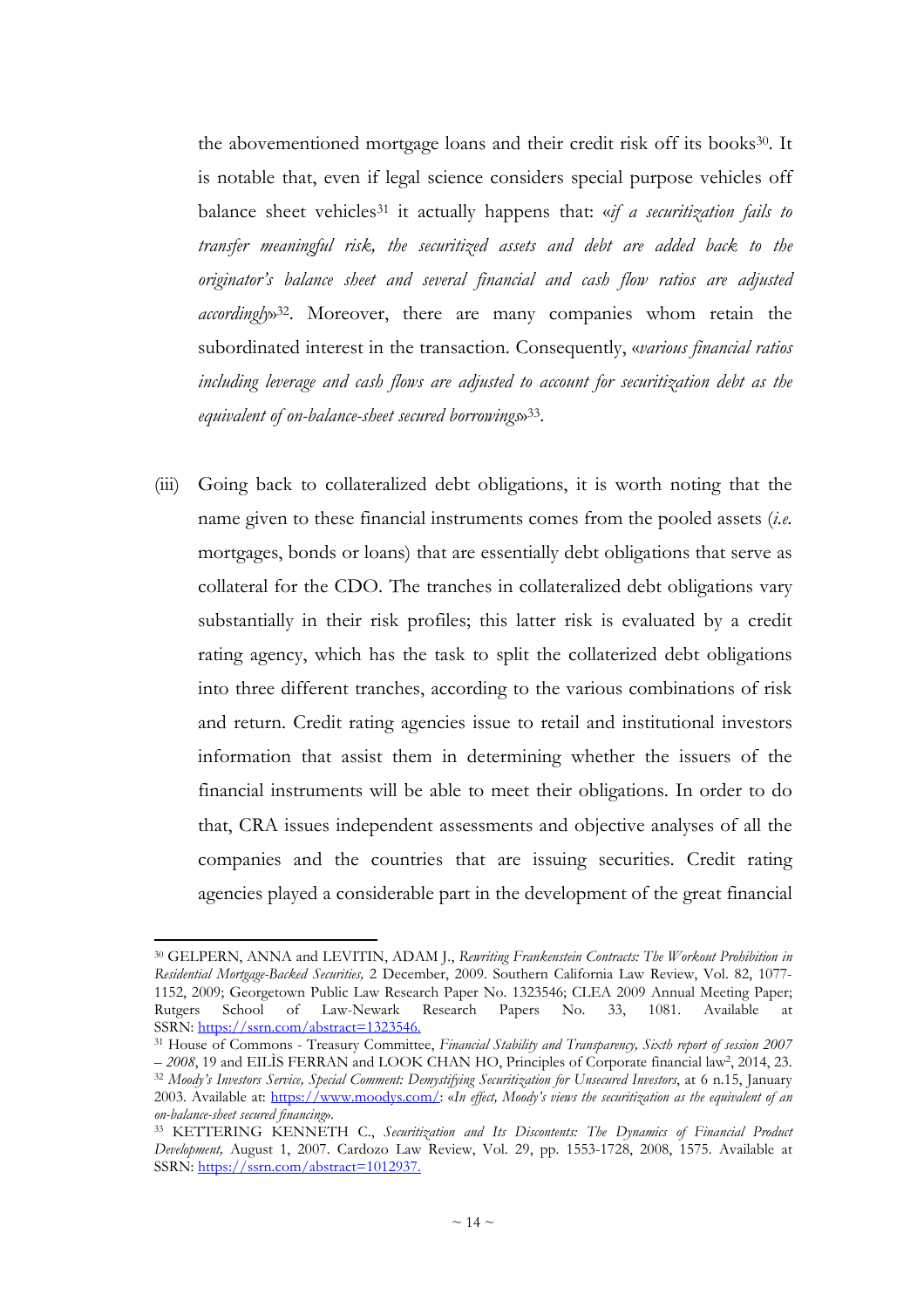the abovementioned mortgage loans and their credit risk off its books[30]. It is notable that, even if legal science considers special purpose vehicles off balance sheet vehicles[31] it actually happens that: «*if a securitization fails to transfer meaningful risk, the securitized assets and debt are added back to the originator's balance sheet and several financial and cash flow ratios are adjusted accordingly*»[32]. Moreover, there are many companies whom retain the subordinated interest in the transaction. Consequently, «*various financial ratios including leverage and cash flows are adjusted to account for securitization debt as the equivalent of on-balance-sheet secured borrowings*»[33].

(iii) Going back to collateralized debt obligations, it is worth noting that the name given to these financial instruments comes from the pooled assets (*i.e.* mortgages, bonds or loans) that are essentially debt obligations that serve as collateral for the CDO. The tranches in collateralized debt obligations vary substantially in their risk profiles; this latter risk is evaluated by a credit rating agency, which has the task to split the collaterized debt obligations into three different tranches, according to the various combinations of risk and return. Credit rating agencies issue to retail and institutional investors information that assist them in determining whether the issuers of the financial instruments will be able to meet their obligations. In order to do that, CRA issues independent assessments and objective analyses of all the companies and the countries that are issuing securities. Credit rating agencies played a considerable part in the development of the great financial

---

[30] GELPERN, ANNA and LEVITIN, ADAM J., *Rewriting Frankenstein Contracts: The Workout Prohibition in Residential Mortgage-Backed Securities,* 2 December, 2009. Southern California Law Review, Vol. 82, 1077-1152, 2009; Georgetown Public Law Research Paper No. 1323546; CLEA 2009 Annual Meeting Paper; Rutgers School of Law-Newark Research Papers No. 33, 1081. Available at SSRN: https://ssrn.com/abstract=1323546.

[31] House of Commons - Treasury Committee, *Financial Stability and Transparency, Sixth report of session 2007 – 2008*, 19 and EILÌS FERRAN and LOOK CHAN HO, Principles of Corporate financial law$^2$, 2014, 23.

[32] *Moody's Investors Service, Special Comment: Demystifying Securitization for Unsecured Investors*, at 6 n.15, January 2003. Available at: https://www.moodys.com/: «*In effect, Moody's views the securitization as the equivalent of an on-balance-sheet secured financing*».

[33] KETTERING KENNETH C., *Securitization and Its Discontents: The Dynamics of Financial Product Development,* August 1, 2007. Cardozo Law Review, Vol. 29, pp. 1553-1728, 2008, 1575. Available at SSRN: https://ssrn.com/abstract=1012937.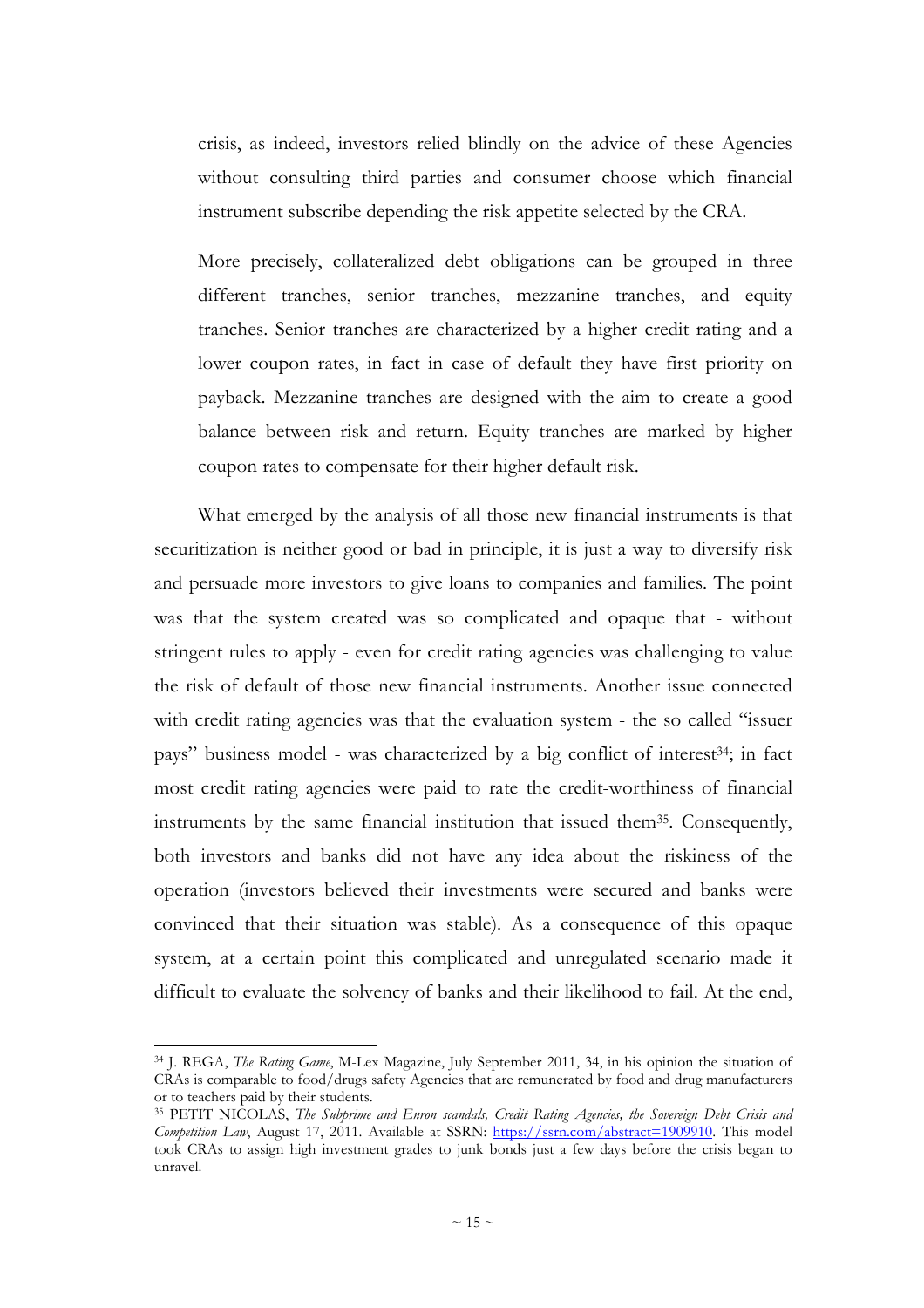crisis, as indeed, investors relied blindly on the advice of these Agencies without consulting third parties and consumer choose which financial instrument subscribe depending the risk appetite selected by the CRA.

More precisely, collateralized debt obligations can be grouped in three different tranches, senior tranches, mezzanine tranches, and equity tranches. Senior tranches are characterized by a higher credit rating and a lower coupon rates, in fact in case of default they have first priority on payback. Mezzanine tranches are designed with the aim to create a good balance between risk and return. Equity tranches are marked by higher coupon rates to compensate for their higher default risk.

What emerged by the analysis of all those new financial instruments is that securitization is neither good or bad in principle, it is just a way to diversify risk and persuade more investors to give loans to companies and families. The point was that the system created was so complicated and opaque that - without stringent rules to apply - even for credit rating agencies was challenging to value the risk of default of those new financial instruments. Another issue connected with credit rating agencies was that the evaluation system - the so called "issuer pays" business model - was characterized by a big conflict of interest[34]; in fact most credit rating agencies were paid to rate the credit-worthiness of financial instruments by the same financial institution that issued them[35]. Consequently, both investors and banks did not have any idea about the riskiness of the operation (investors believed their investments were secured and banks were convinced that their situation was stable). As a consequence of this opaque system, at a certain point this complicated and unregulated scenario made it difficult to evaluate the solvency of banks and their likelihood to fail. At the end,

---

[34] J. REGA, *The Rating Game*, M-Lex Magazine, July September 2011, 34, in his opinion the situation of CRAs is comparable to food/drugs safety Agencies that are remunerated by food and drug manufacturers or to teachers paid by their students.

[35] PETIT NICOLAS, *The Subprime and Enron scandals, Credit Rating Agencies, the Sovereign Debt Crisis and Competition Law*, August 17, 2011. Available at SSRN: https://ssrn.com/abstract=1909910. This model took CRAs to assign high investment grades to junk bonds just a few days before the crisis began to unravel.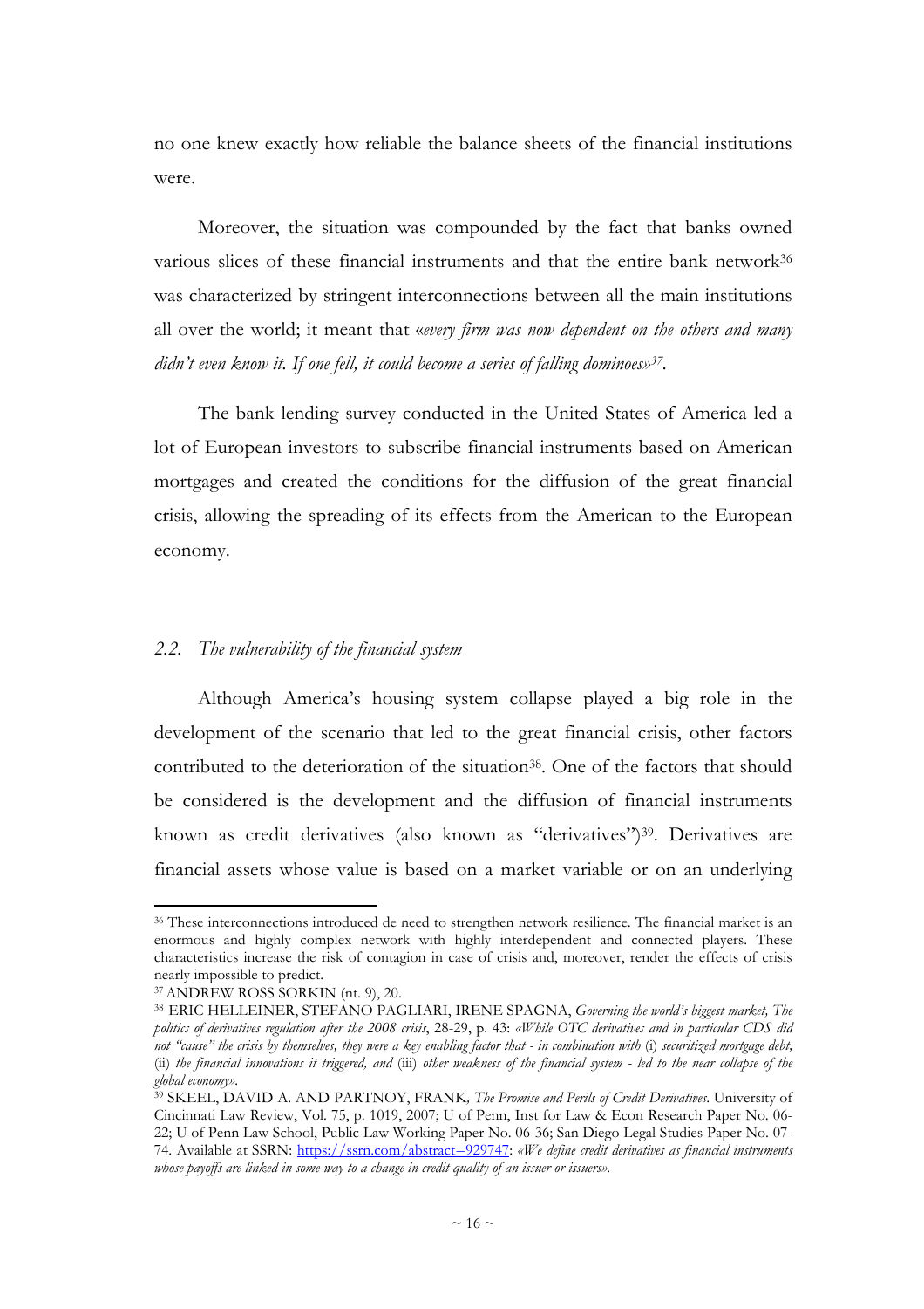no one knew exactly how reliable the balance sheets of the financial institutions were.

Moreover, the situation was compounded by the fact that banks owned various slices of these financial instruments and that the entire bank network[36] was characterized by stringent interconnections between all the main institutions all over the world; it meant that «*every firm was now dependent on the others and many didn't even know it. If one fell, it could become a series of falling dominoes*»[37].

The bank lending survey conducted in the United States of America led a lot of European investors to subscribe financial instruments based on American mortgages and created the conditions for the diffusion of the great financial crisis, allowing the spreading of its effects from the American to the European economy.

### *2.2. The vulnerability of the financial system*

Although America's housing system collapse played a big role in the development of the scenario that led to the great financial crisis, other factors contributed to the deterioration of the situation[38]. One of the factors that should be considered is the development and the diffusion of financial instruments known as credit derivatives (also known as "derivatives")[39]. Derivatives are financial assets whose value is based on a market variable or on an underlying

---

[36] These interconnections introduced de need to strengthen network resilience. The financial market is an enormous and highly complex network with highly interdependent and connected players. These characteristics increase the risk of contagion in case of crisis and, moreover, render the effects of crisis nearly impossible to predict.

[37] ANDREW ROSS SORKIN (nt. 9), 20.

[38] ERIC HELLEINER, STEFANO PAGLIARI, IRENE SPAGNA, *Governing the world's biggest market, The politics of derivatives regulation after the 2008 crisis*, 28-29, p. 43: *«While OTC derivatives and in particular CDS did not "cause" the crisis by themselves, they were a key enabling factor that - in combination with* (i) *securitized mortgage debt,* (ii) *the financial innovations it triggered, and* (iii) *other weakness of the financial system - led to the near collapse of the global economy».*

[39] SKEEL, DAVID A. AND PARTNOY, FRANK*, The Promise and Perils of Credit Derivatives.* University of Cincinnati Law Review, Vol. 75, p. 1019, 2007; U of Penn, Inst for Law & Econ Research Paper No. 06-22; U of Penn Law School, Public Law Working Paper No. 06-36; San Diego Legal Studies Paper No. 07-74. Available at SSRN: https://ssrn.com/abstract=929747: *«We define credit derivatives as financial instruments whose payoffs are linked in some way to a change in credit quality of an issuer or issuers».*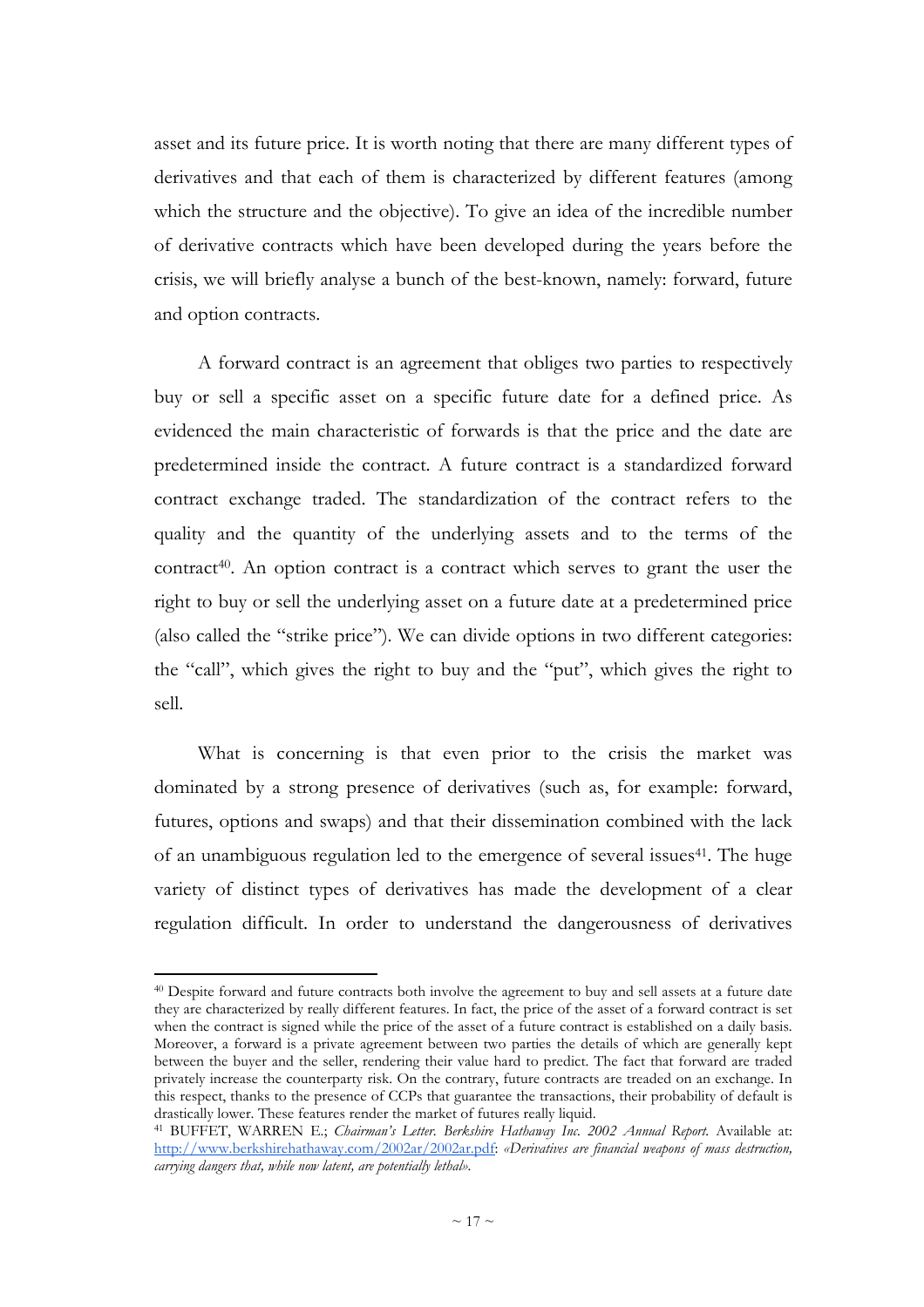asset and its future price. It is worth noting that there are many different types of derivatives and that each of them is characterized by different features (among which the structure and the objective). To give an idea of the incredible number of derivative contracts which have been developed during the years before the crisis, we will briefly analyse a bunch of the best-known, namely: forward, future and option contracts.

A forward contract is an agreement that obliges two parties to respectively buy or sell a specific asset on a specific future date for a defined price. As evidenced the main characteristic of forwards is that the price and the date are predetermined inside the contract. A future contract is a standardized forward contract exchange traded. The standardization of the contract refers to the quality and the quantity of the underlying assets and to the terms of the contract[40]. An option contract is a contract which serves to grant the user the right to buy or sell the underlying asset on a future date at a predetermined price (also called the "strike price"). We can divide options in two different categories: the "call", which gives the right to buy and the "put", which gives the right to sell.

What is concerning is that even prior to the crisis the market was dominated by a strong presence of derivatives (such as, for example: forward, futures, options and swaps) and that their dissemination combined with the lack of an unambiguous regulation led to the emergence of several issues[41]. The huge variety of distinct types of derivatives has made the development of a clear regulation difficult. In order to understand the dangerousness of derivatives

---

[40] Despite forward and future contracts both involve the agreement to buy and sell assets at a future date they are characterized by really different features. In fact, the price of the asset of a forward contract is set when the contract is signed while the price of the asset of a future contract is established on a daily basis. Moreover, a forward is a private agreement between two parties the details of which are generally kept between the buyer and the seller, rendering their value hard to predict. The fact that forward are traded privately increase the counterparty risk. On the contrary, future contracts are treaded on an exchange. In this respect, thanks to the presence of CCPs that guarantee the transactions, their probability of default is drastically lower. These features render the market of futures really liquid.

[41] BUFFET, WARREN E.; *Chairman's Letter. Berkshire Hathaway Inc. 2002 Annual Report.* Available at: http://www.berkshirehathaway.com/2002ar/2002ar.pdf: *«Derivatives are financial weapons of mass destruction, carrying dangers that, while now latent, are potentially lethal».*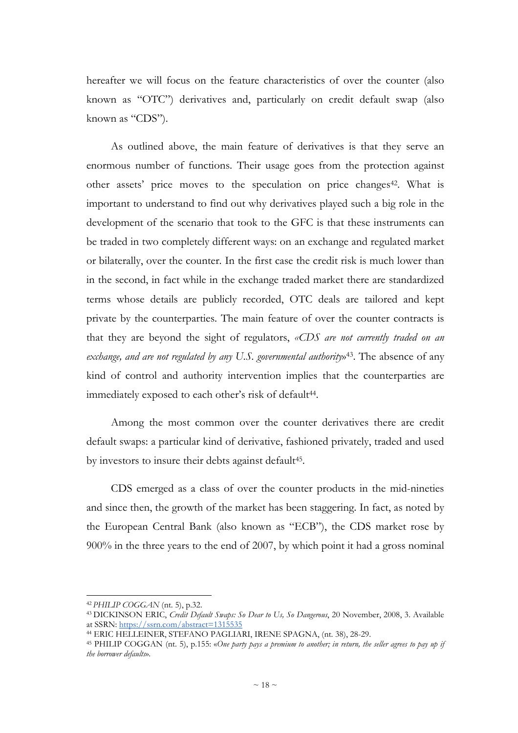hereafter we will focus on the feature characteristics of over the counter (also known as "OTC") derivatives and, particularly on credit default swap (also known as "CDS").

As outlined above, the main feature of derivatives is that they serve an enormous number of functions. Their usage goes from the protection against other assets' price moves to the speculation on price changes[42]. What is important to understand to find out why derivatives played such a big role in the development of the scenario that took to the GFC is that these instruments can be traded in two completely different ways: on an exchange and regulated market or bilaterally, over the counter. In the first case the credit risk is much lower than in the second, in fact while in the exchange traded market there are standardized terms whose details are publicly recorded, OTC deals are tailored and kept private by the counterparties. The main feature of over the counter contracts is that they are beyond the sight of regulators, *«CDS are not currently traded on an exchange, and are not regulated by any U.S. governmental authority»*[43]. The absence of any kind of control and authority intervention implies that the counterparties are immediately exposed to each other's risk of default[44].

Among the most common over the counter derivatives there are credit default swaps: a particular kind of derivative, fashioned privately, traded and used by investors to insure their debts against default[45].

CDS emerged as a class of over the counter products in the mid-nineties and since then, the growth of the market has been staggering. In fact, as noted by the European Central Bank (also known as "ECB"), the CDS market rose by 900% in the three years to the end of 2007, by which point it had a gross nominal

---

[42] *PHILIP COGGAN* (nt. 5), p.32.

[43] DICKINSON ERIC, *Credit Default Swaps: So Dear to Us, So Dangerous*, 20 November, 2008, 3. Available at SSRN: https://ssrn.com/abstract=1315535

[44] ERIC HELLEINER, STEFANO PAGLIARI, IRENE SPAGNA, (nt. 38), 28-29.

[45] PHILIP COGGAN (nt. 5), p.155: «*One party pays a premium to another; in return, the seller agrees to pay up if the borrower defaults*».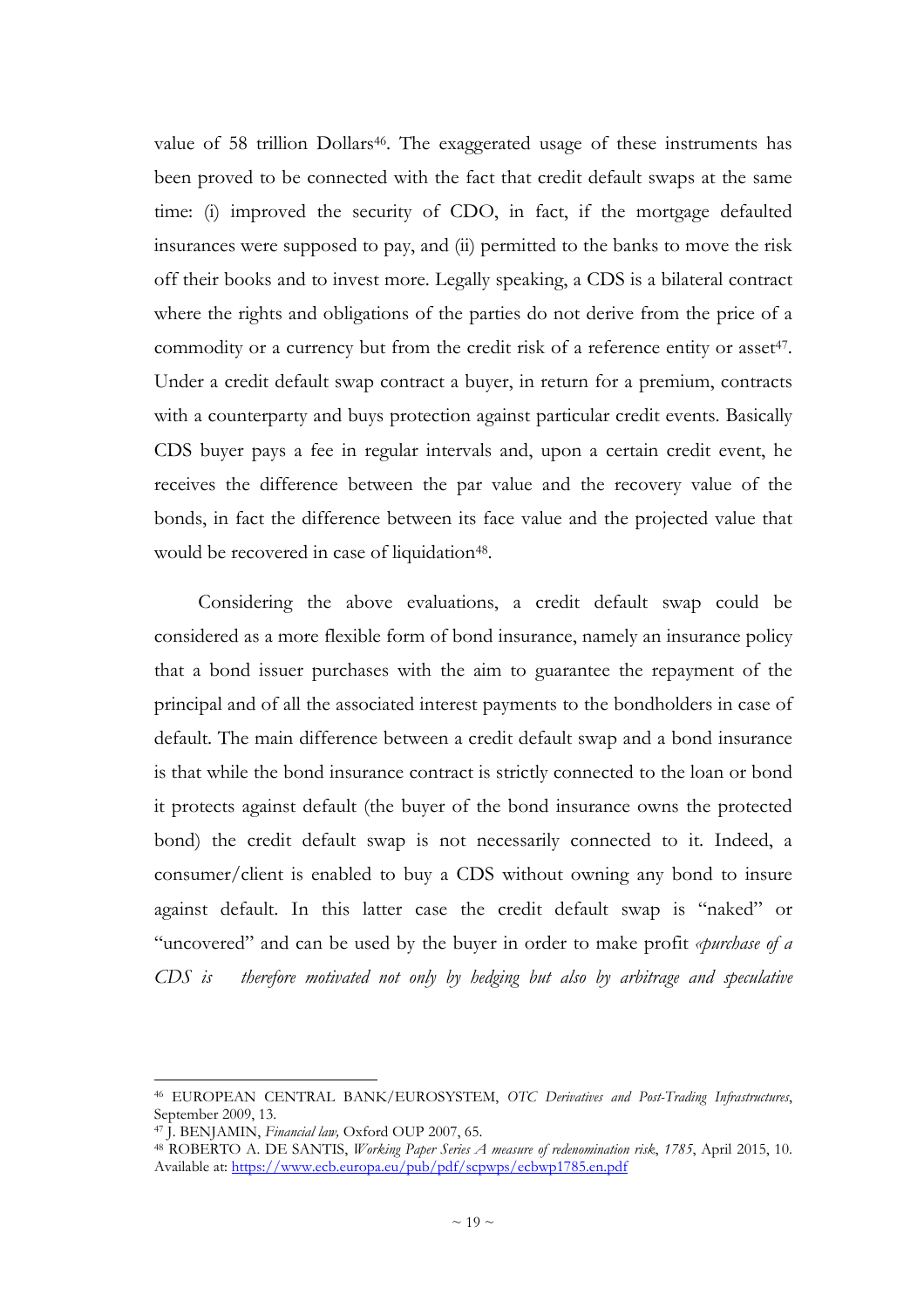value of 58 trillion Dollars[46]. The exaggerated usage of these instruments has been proved to be connected with the fact that credit default swaps at the same time: (i) improved the security of CDO, in fact, if the mortgage defaulted insurances were supposed to pay, and (ii) permitted to the banks to move the risk off their books and to invest more. Legally speaking, a CDS is a bilateral contract where the rights and obligations of the parties do not derive from the price of a commodity or a currency but from the credit risk of a reference entity or asset[47]. Under a credit default swap contract a buyer, in return for a premium, contracts with a counterparty and buys protection against particular credit events. Basically CDS buyer pays a fee in regular intervals and, upon a certain credit event, he receives the difference between the par value and the recovery value of the bonds, in fact the difference between its face value and the projected value that would be recovered in case of liquidation[48].

Considering the above evaluations, a credit default swap could be considered as a more flexible form of bond insurance, namely an insurance policy that a bond issuer purchases with the aim to guarantee the repayment of the principal and of all the associated interest payments to the bondholders in case of default. The main difference between a credit default swap and a bond insurance is that while the bond insurance contract is strictly connected to the loan or bond it protects against default (the buyer of the bond insurance owns the protected bond) the credit default swap is not necessarily connected to it. Indeed, a consumer/client is enabled to buy a CDS without owning any bond to insure against default. In this latter case the credit default swap is "naked" or "uncovered" and can be used by the buyer in order to make profit *«purchase of a CDS is therefore motivated not only by hedging but also by arbitrage and speculative*

---

[46] EUROPEAN CENTRAL BANK/EUROSYSTEM, *OTC Derivatives and Post-Trading Infrastructures*, September 2009, 13.

[47] J. BENJAMIN, *Financial law,* Oxford OUP 2007, 65.

[48] ROBERTO A. DE SANTIS, *Working Paper Series A measure of redenomination risk*, *1785*, April 2015, 10. Available at: https://www.ecb.europa.eu/pub/pdf/scpwps/ecbwp1785.en.pdf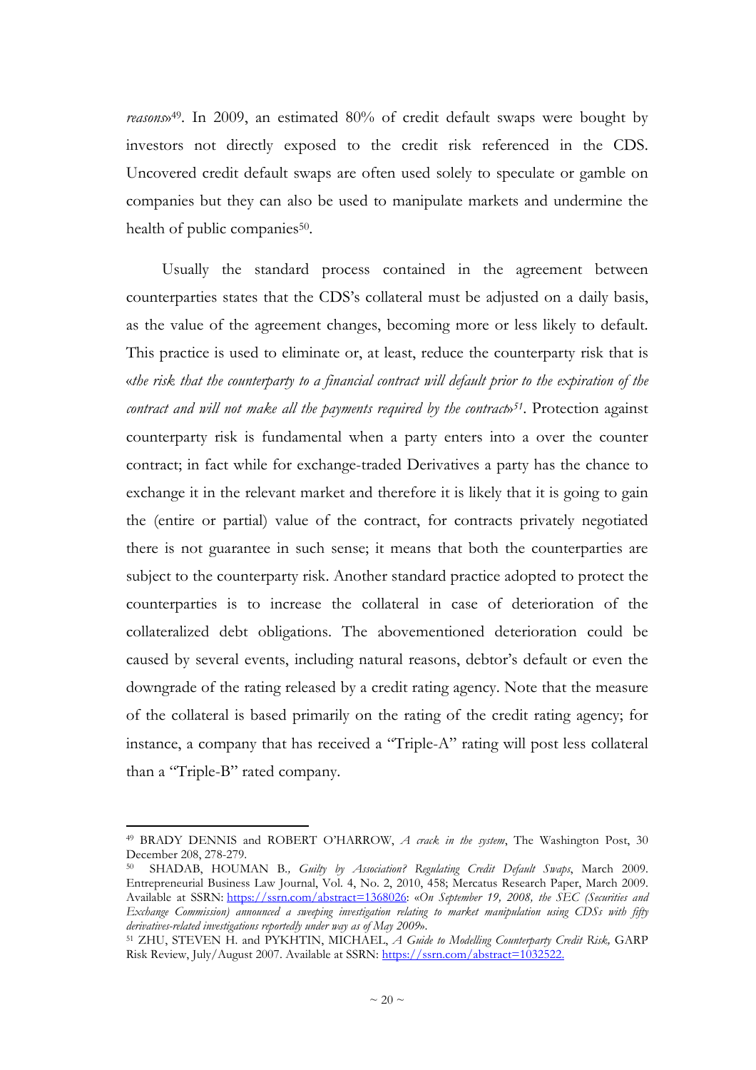*reasons*»[49]. In 2009, an estimated 80% of credit default swaps were bought by investors not directly exposed to the credit risk referenced in the CDS. Uncovered credit default swaps are often used solely to speculate or gamble on companies but they can also be used to manipulate markets and undermine the health of public companies[50].

Usually the standard process contained in the agreement between counterparties states that the CDS's collateral must be adjusted on a daily basis, as the value of the agreement changes, becoming more or less likely to default. This practice is used to eliminate or, at least, reduce the counterparty risk that is «*the risk that the counterparty to a financial contract will default prior to the expiration of the contract and will not make all the payments required by the contract*»[51]. Protection against counterparty risk is fundamental when a party enters into a over the counter contract; in fact while for exchange-traded Derivatives a party has the chance to exchange it in the relevant market and therefore it is likely that it is going to gain the (entire or partial) value of the contract, for contracts privately negotiated there is not guarantee in such sense; it means that both the counterparties are subject to the counterparty risk. Another standard practice adopted to protect the counterparties is to increase the collateral in case of deterioration of the collateralized debt obligations. The abovementioned deterioration could be caused by several events, including natural reasons, debtor's default or even the downgrade of the rating released by a credit rating agency. Note that the measure of the collateral is based primarily on the rating of the credit rating agency; for instance, a company that has received a "Triple-A" rating will post less collateral than a "Triple-B" rated company.

---

[49] BRADY DENNIS and ROBERT O'HARROW, *A crack in the system*, The Washington Post, 30 December 208, 278-279.

[50] SHADAB, HOUMAN B.*, Guilty by Association? Regulating Credit Default Swaps*, March 2009. Entrepreneurial Business Law Journal, Vol. 4, No. 2, 2010, 458; Mercatus Research Paper, March 2009. Available at SSRN: https://ssrn.com/abstract=1368026: «*On September 19, 2008, the SEC (Securities and Exchange Commission) announced a sweeping investigation relating to market manipulation using CDSs with fifty derivatives-related investigations reportedly under way as of May 2009*».

[51] ZHU, STEVEN H. and PYKHTIN, MICHAEL, *A Guide to Modelling Counterparty Credit Risk,* GARP Risk Review, July/August 2007. Available at SSRN: https://ssrn.com/abstract=1032522.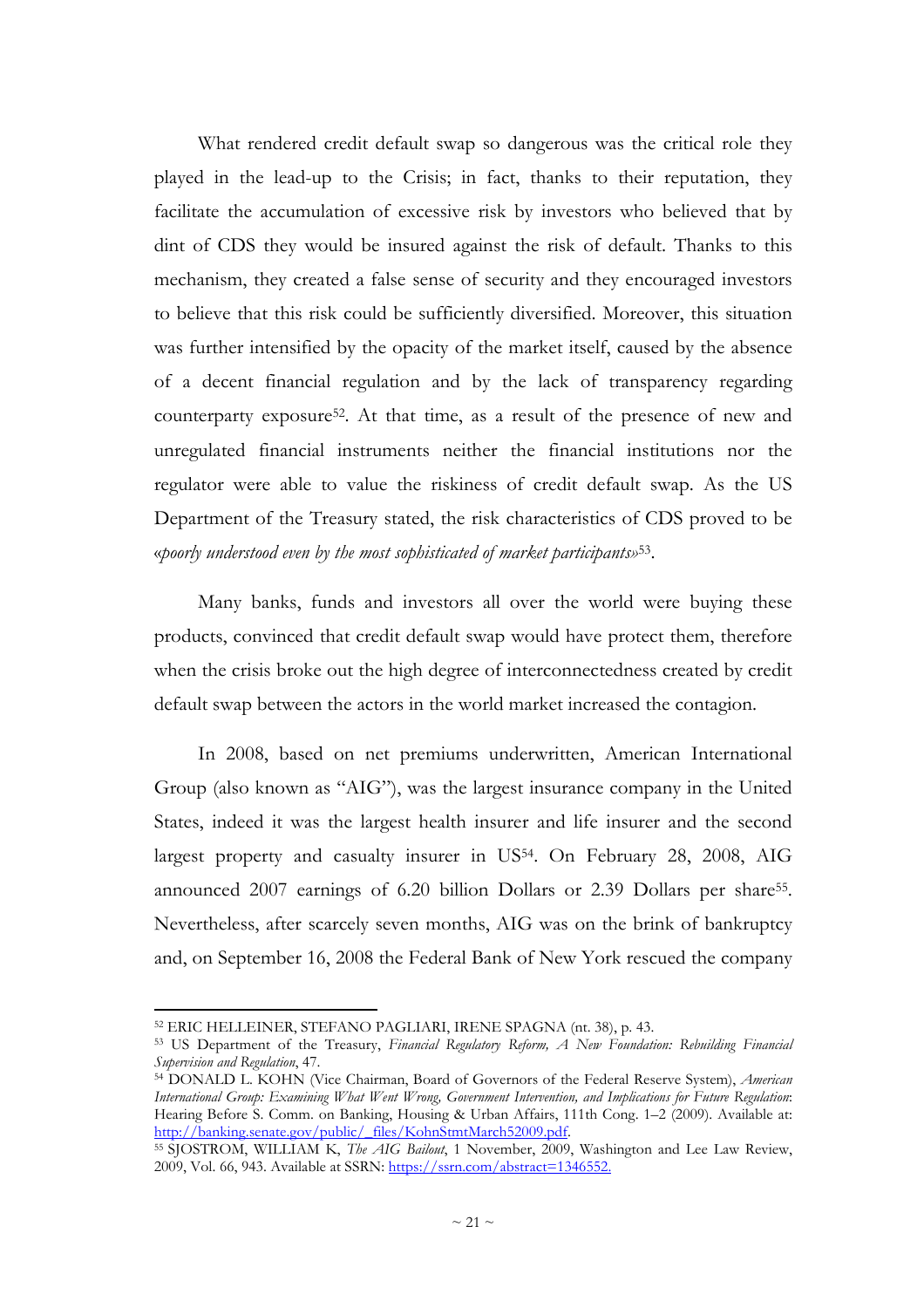What rendered credit default swap so dangerous was the critical role they played in the lead-up to the Crisis; in fact, thanks to their reputation, they facilitate the accumulation of excessive risk by investors who believed that by dint of CDS they would be insured against the risk of default. Thanks to this mechanism, they created a false sense of security and they encouraged investors to believe that this risk could be sufficiently diversified. Moreover, this situation was further intensified by the opacity of the market itself, caused by the absence of a decent financial regulation and by the lack of transparency regarding counterparty exposure[52]. At that time, as a result of the presence of new and unregulated financial instruments neither the financial institutions nor the regulator were able to value the riskiness of credit default swap. As the US Department of the Treasury stated, the risk characteristics of CDS proved to be «*poorly understood even by the most sophisticated of market participants*»[53].

Many banks, funds and investors all over the world were buying these products, convinced that credit default swap would have protect them, therefore when the crisis broke out the high degree of interconnectedness created by credit default swap between the actors in the world market increased the contagion.

In 2008, based on net premiums underwritten, American International Group (also known as "AIG"), was the largest insurance company in the United States, indeed it was the largest health insurer and life insurer and the second largest property and casualty insurer in US[54]. On February 28, 2008, AIG announced 2007 earnings of 6.20 billion Dollars or 2.39 Dollars per share[55]. Nevertheless, after scarcely seven months, AIG was on the brink of bankruptcy and, on September 16, 2008 the Federal Bank of New York rescued the company

---

[52] ERIC HELLEINER, STEFANO PAGLIARI, IRENE SPAGNA (nt. 38), p. 43.

[53] US Department of the Treasury, *Financial Regulatory Reform, A New Foundation: Rebuilding Financial Supervision and Regulation*, 47.

[54] DONALD L. KOHN (Vice Chairman, Board of Governors of the Federal Reserve System), *American International Group: Examining What Went Wrong, Government Intervention, and Implications for Future Regulation*: Hearing Before S. Comm. on Banking, Housing & Urban Affairs, 111th Cong. 1–2 (2009). Available at: http://banking.senate.gov/public/_files/KohnStmtMarch52009.pdf.

[55] SJOSTROM, WILLIAM K, *The AIG Bailout*, 1 November, 2009, Washington and Lee Law Review, 2009, Vol. 66, 943. Available at SSRN: https://ssrn.com/abstract=1346552.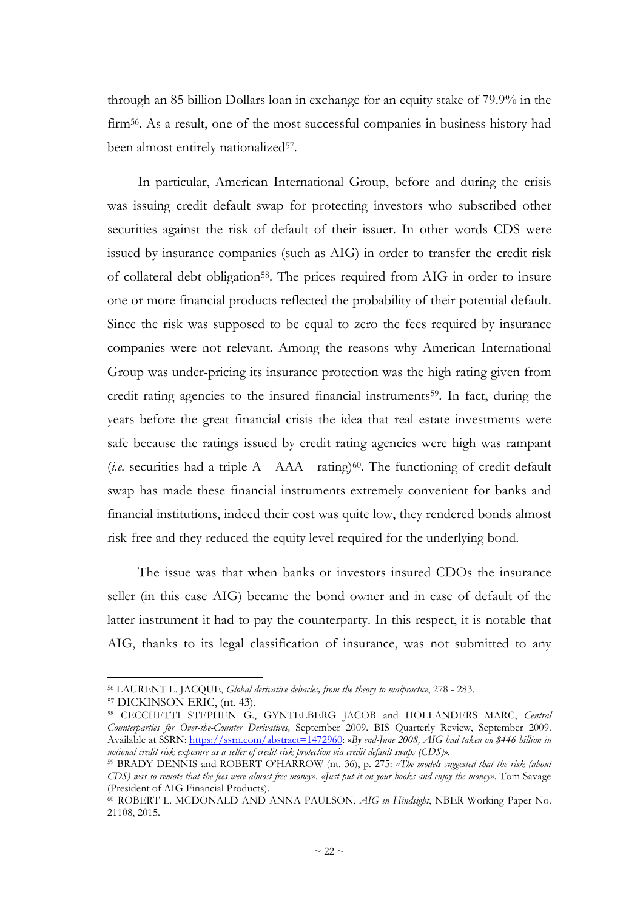through an 85 billion Dollars loan in exchange for an equity stake of 79.9% in the firm[56]. As a result, one of the most successful companies in business history had been almost entirely nationalized[57].

In particular, American International Group, before and during the crisis was issuing credit default swap for protecting investors who subscribed other securities against the risk of default of their issuer. In other words CDS were issued by insurance companies (such as AIG) in order to transfer the credit risk of collateral debt obligation[58]. The prices required from AIG in order to insure one or more financial products reflected the probability of their potential default. Since the risk was supposed to be equal to zero the fees required by insurance companies were not relevant. Among the reasons why American International Group was under-pricing its insurance protection was the high rating given from credit rating agencies to the insured financial instruments[59]. In fact, during the years before the great financial crisis the idea that real estate investments were safe because the ratings issued by credit rating agencies were high was rampant (*i.e.* securities had a triple A - AAA - rating)[60]. The functioning of credit default swap has made these financial instruments extremely convenient for banks and financial institutions, indeed their cost was quite low, they rendered bonds almost risk-free and they reduced the equity level required for the underlying bond.

The issue was that when banks or investors insured CDOs the insurance seller (in this case AIG) became the bond owner and in case of default of the latter instrument it had to pay the counterparty. In this respect, it is notable that AIG, thanks to its legal classification of insurance, was not submitted to any

---

[56] LAURENT L. JACQUE, *Global derivative debacles, from the theory to malpractice*, 278 - 283.

[57] DICKINSON ERIC, (nt. 43).

[58] CECCHETTI STEPHEN G., GYNTELBERG JACOB and HOLLANDERS MARC, *Central Counterparties for Over-the-Counter Derivatives,* September 2009. BIS Quarterly Review, September 2009. Available at SSRN: https://ssrn.com/abstract=1472960: «*By end-June 2008, AIG had taken on $446 billion in notional credit risk exposure as a seller of credit risk protection via credit default swaps (CDS)*».

[59] BRADY DENNIS and ROBERT O'HARROW (nt. 36), p. 275: *«The models suggested that the risk (about CDS) was so remote that the fees were almost free money». «Just put it on your books and enjoy the money».* Tom Savage (President of AIG Financial Products).

[60] ROBERT L. MCDONALD AND ANNA PAULSON, *AIG in Hindsight*, NBER Working Paper No. 21108, 2015.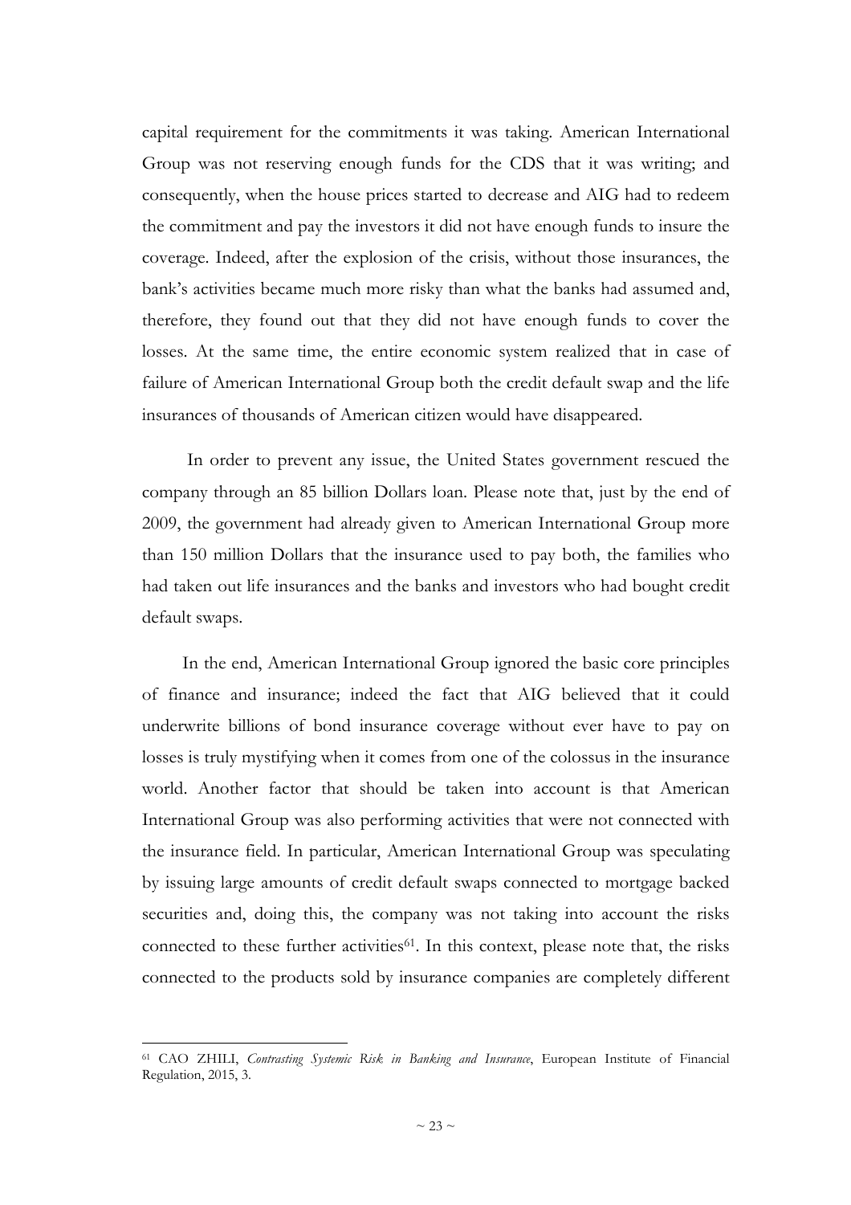capital requirement for the commitments it was taking. American International Group was not reserving enough funds for the CDS that it was writing; and consequently, when the house prices started to decrease and AIG had to redeem the commitment and pay the investors it did not have enough funds to insure the coverage. Indeed, after the explosion of the crisis, without those insurances, the bank's activities became much more risky than what the banks had assumed and, therefore, they found out that they did not have enough funds to cover the losses. At the same time, the entire economic system realized that in case of failure of American International Group both the credit default swap and the life insurances of thousands of American citizen would have disappeared.

In order to prevent any issue, the United States government rescued the company through an 85 billion Dollars loan. Please note that, just by the end of 2009, the government had already given to American International Group more than 150 million Dollars that the insurance used to pay both, the families who had taken out life insurances and the banks and investors who had bought credit default swaps.

In the end, American International Group ignored the basic core principles of finance and insurance; indeed the fact that AIG believed that it could underwrite billions of bond insurance coverage without ever have to pay on losses is truly mystifying when it comes from one of the colossus in the insurance world. Another factor that should be taken into account is that American International Group was also performing activities that were not connected with the insurance field. In particular, American International Group was speculating by issuing large amounts of credit default swaps connected to mortgage backed securities and, doing this, the company was not taking into account the risks connected to these further activities[61]. In this context, please note that, the risks connected to the products sold by insurance companies are completely different

---

[61] CAO ZHILI, *Contrasting Systemic Risk in Banking and Insurance*, European Institute of Financial Regulation, 2015, 3.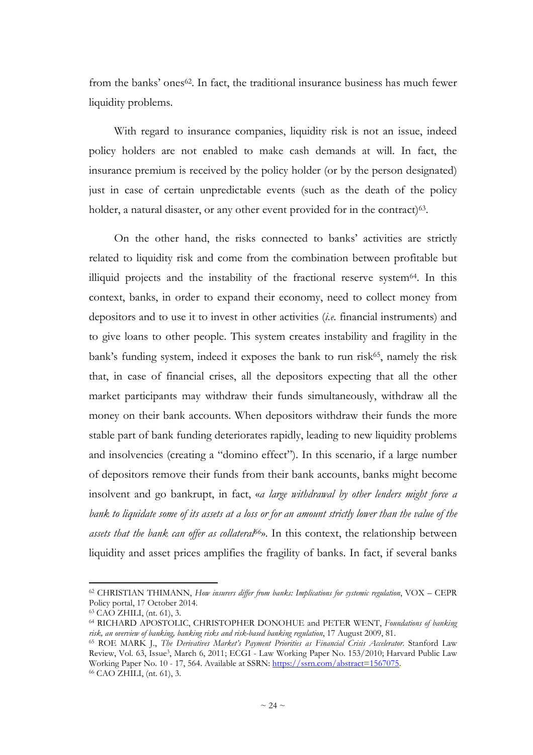from the banks' ones[62]. In fact, the traditional insurance business has much fewer liquidity problems.

With regard to insurance companies, liquidity risk is not an issue, indeed policy holders are not enabled to make cash demands at will. In fact, the insurance premium is received by the policy holder (or by the person designated) just in case of certain unpredictable events (such as the death of the policy holder, a natural disaster, or any other event provided for in the contract)[63].

On the other hand, the risks connected to banks' activities are strictly related to liquidity risk and come from the combination between profitable but illiquid projects and the instability of the fractional reserve system[64]. In this context, banks, in order to expand their economy, need to collect money from depositors and to use it to invest in other activities (*i.e.* financial instruments) and to give loans to other people. This system creates instability and fragility in the bank's funding system, indeed it exposes the bank to run risk[65], namely the risk that, in case of financial crises, all the depositors expecting that all the other market participants may withdraw their funds simultaneously, withdraw all the money on their bank accounts. When depositors withdraw their funds the more stable part of bank funding deteriorates rapidly, leading to new liquidity problems and insolvencies (creating a "domino effect"). In this scenario, if a large number of depositors remove their funds from their bank accounts, banks might become insolvent and go bankrupt, in fact, «*a large withdrawal by other lenders might force a bank to liquidate some of its assets at a loss or for an amount strictly lower than the value of the assets that the bank can offer as collateral*[66]». In this context, the relationship between liquidity and asset prices amplifies the fragility of banks. In fact, if several banks

---

[62] CHRISTIAN THIMANN, *How insurers differ from banks: Implications for systemic regulation*, VOX – CEPR Policy portal, 17 October 2014.

[63] CAO ZHILI, (nt. 61), 3.

[64] RICHARD APOSTOLIC, CHRISTOPHER DONOHUE and PETER WENT, *Foundations of banking risk, an overview of banking, banking risks and risk-based banking regulation*, 17 August 2009, 81.

[65] ROE MARK J., *The Derivatives Market's Payment Priorities as Financial Crisis Accelerator.* Stanford Law Review, Vol. 63, Issue[3], March 6, 2011; ECGI - Law Working Paper No. 153/2010; Harvard Public Law Working Paper No. 10 - 17, 564. Available at SSRN: https://ssrn.com/abstract=1567075.

[66] CAO ZHILI, (nt. 61), 3.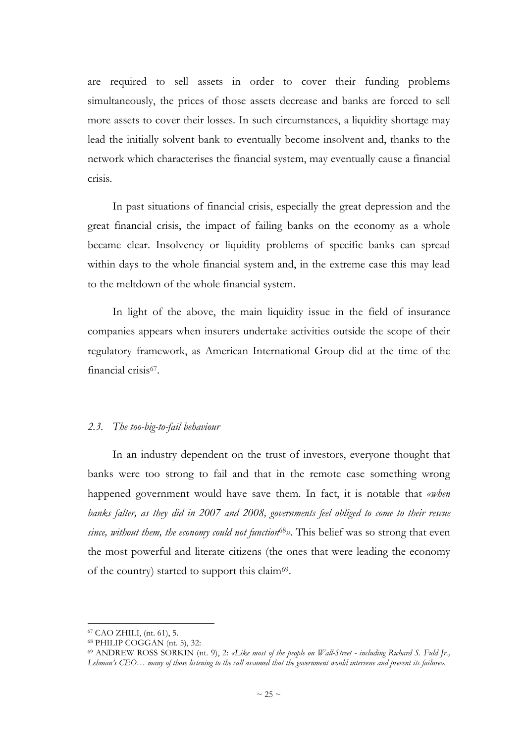are required to sell assets in order to cover their funding problems simultaneously, the prices of those assets decrease and banks are forced to sell more assets to cover their losses. In such circumstances, a liquidity shortage may lead the initially solvent bank to eventually become insolvent and, thanks to the network which characterises the financial system, may eventually cause a financial crisis.

In past situations of financial crisis, especially the great depression and the great financial crisis, the impact of failing banks on the economy as a whole became clear. Insolvency or liquidity problems of specific banks can spread within days to the whole financial system and, in the extreme case this may lead to the meltdown of the whole financial system.

In light of the above, the main liquidity issue in the field of insurance companies appears when insurers undertake activities outside the scope of their regulatory framework, as American International Group did at the time of the financial crisis[67].

### *2.3. The too-big-to-fail behaviour*

In an industry dependent on the trust of investors, everyone thought that banks were too strong to fail and that in the remote case something wrong happened government would have save them. In fact, it is notable that *«when banks falter, as they did in 2007 and 2008, governments feel obliged to come to their rescue since, without them, the economy could not function*[68]*».* This belief was so strong that even the most powerful and literate citizens (the ones that were leading the economy of the country) started to support this claim[69].

---

[67] CAO ZHILI, (nt. 61), 5.

[68] PHILIP COGGAN (nt. 5), 32:

[69] ANDREW ROSS SORKIN (nt. 9), 2: *«Like most of the people on Wall-Street - including Richard S. Fuld Jr., Lehman's CEO… many of those listening to the call assumed that the government would intervene and prevent its failure».*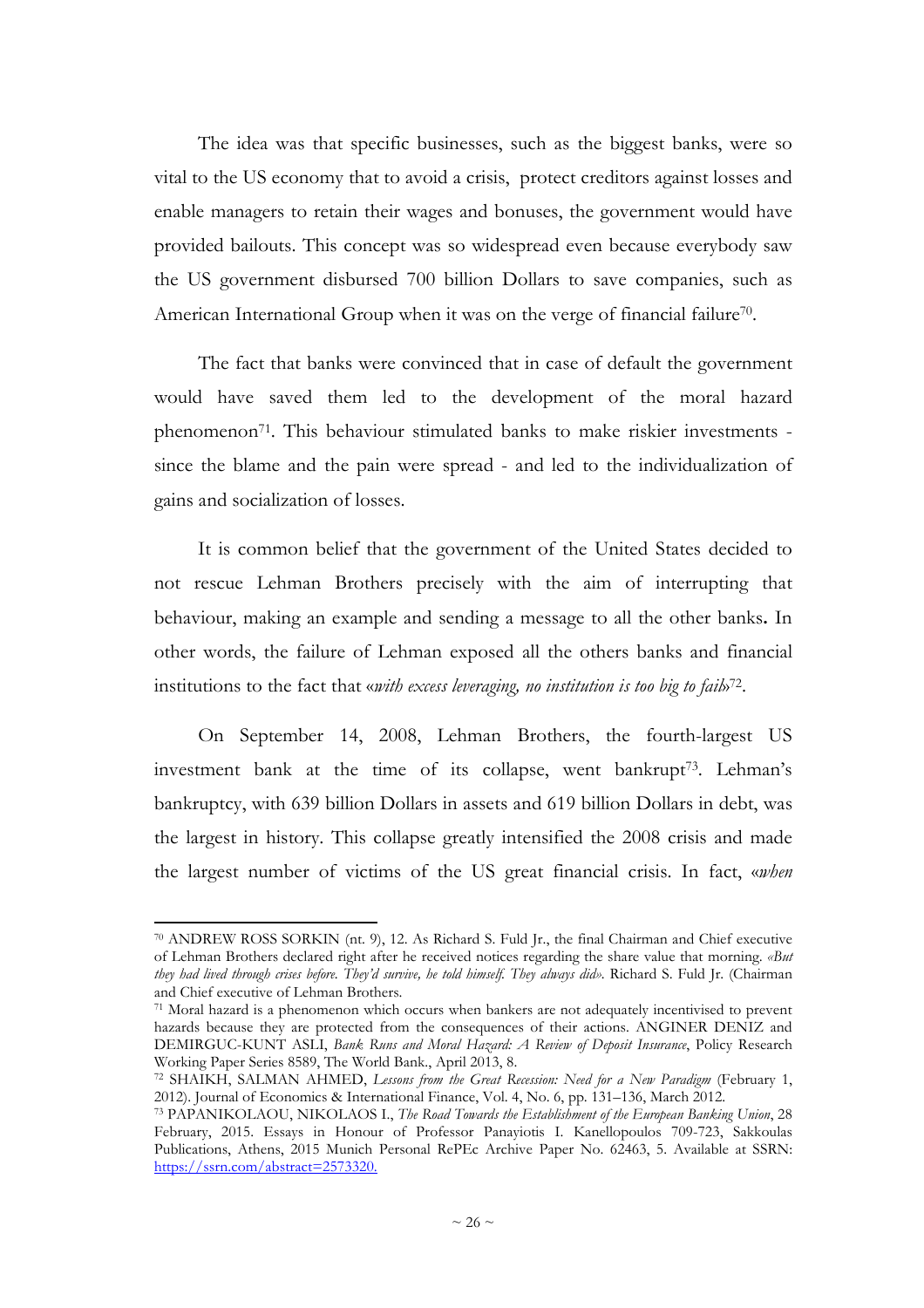The idea was that specific businesses, such as the biggest banks, were so vital to the US economy that to avoid a crisis, protect creditors against losses and enable managers to retain their wages and bonuses, the government would have provided bailouts. This concept was so widespread even because everybody saw the US government disbursed 700 billion Dollars to save companies, such as American International Group when it was on the verge of financial failure[70].

The fact that banks were convinced that in case of default the government would have saved them led to the development of the moral hazard phenomenon[71]. This behaviour stimulated banks to make riskier investments - since the blame and the pain were spread - and led to the individualization of gains and socialization of losses.

It is common belief that the government of the United States decided to not rescue Lehman Brothers precisely with the aim of interrupting that behaviour, making an example and sending a message to all the other banks**.** In other words, the failure of Lehman exposed all the others banks and financial institutions to the fact that «*with excess leveraging, no institution is too big to fail*»[72].

On September 14, 2008, Lehman Brothers, the fourth-largest US investment bank at the time of its collapse, went bankrupt[73]. Lehman's bankruptcy, with 639 billion Dollars in assets and 619 billion Dollars in debt, was the largest in history. This collapse greatly intensified the 2008 crisis and made the largest number of victims of the US great financial crisis. In fact, «*when*

---

[70] ANDREW ROSS SORKIN (nt. 9), 12. As Richard S. Fuld Jr., the final Chairman and Chief executive of Lehman Brothers declared right after he received notices regarding the share value that morning. *«But they had lived through crises before. They'd survive, he told himself. They always did»*. Richard S. Fuld Jr. (Chairman and Chief executive of Lehman Brothers.

[71] Moral hazard is a phenomenon which occurs when bankers are not adequately incentivised to prevent hazards because they are protected from the consequences of their actions. ANGINER DENIZ and DEMIRGUC-KUNT ASLI, *Bank Runs and Moral Hazard: A Review of Deposit Insurance*, Policy Research Working Paper Series 8589, The World Bank., April 2013, 8.

[72] SHAIKH, SALMAN AHMED, *Lessons from the Great Recession: Need for a New Paradigm* (February 1, 2012). Journal of Economics & International Finance, Vol. 4, No. 6, pp. 131–136, March 2012.

[73] PAPANIKOLAOU, NIKOLAOS I., *The Road Towards the Establishment of the European Banking Union*, 28 February, 2015. Essays in Honour of Professor Panayiotis I. Kanellopoulos 709-723, Sakkoulas Publications, Athens, 2015 Munich Personal RePEc Archive Paper No. 62463, 5. Available at SSRN: https://ssrn.com/abstract=2573320.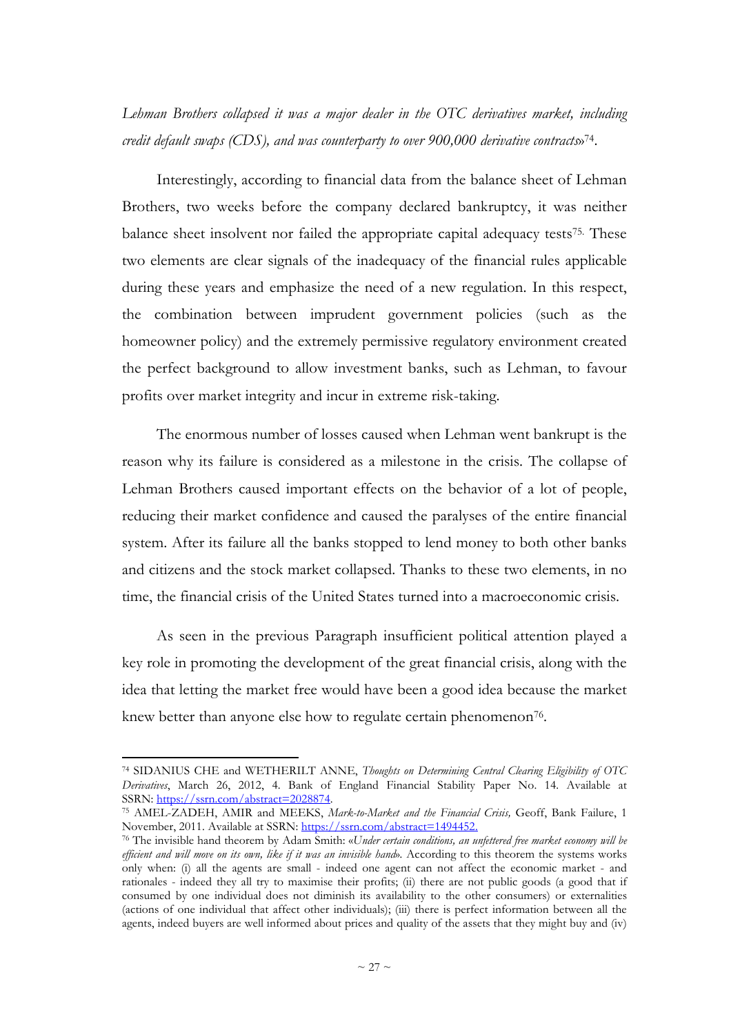*Lehman Brothers collapsed it was a major dealer in the OTC derivatives market, including credit default swaps (CDS), and was counterparty to over 900,000 derivative contracts*»[74].

Interestingly, according to financial data from the balance sheet of Lehman Brothers, two weeks before the company declared bankruptcy, it was neither balance sheet insolvent nor failed the appropriate capital adequacy tests[75]. These two elements are clear signals of the inadequacy of the financial rules applicable during these years and emphasize the need of a new regulation. In this respect, the combination between imprudent government policies (such as the homeowner policy) and the extremely permissive regulatory environment created the perfect background to allow investment banks, such as Lehman, to favour profits over market integrity and incur in extreme risk-taking.

The enormous number of losses caused when Lehman went bankrupt is the reason why its failure is considered as a milestone in the crisis. The collapse of Lehman Brothers caused important effects on the behavior of a lot of people, reducing their market confidence and caused the paralyses of the entire financial system. After its failure all the banks stopped to lend money to both other banks and citizens and the stock market collapsed. Thanks to these two elements, in no time, the financial crisis of the United States turned into a macroeconomic crisis.

As seen in the previous Paragraph insufficient political attention played a key role in promoting the development of the great financial crisis, along with the idea that letting the market free would have been a good idea because the market knew better than anyone else how to regulate certain phenomenon[76].

---

[74] SIDANIUS CHE and WETHERILT ANNE, *Thoughts on Determining Central Clearing Eligibility of OTC Derivatives*, March 26, 2012, 4. Bank of England Financial Stability Paper No. 14. Available at SSRN: https://ssrn.com/abstract=2028874.

[75] AMEL-ZADEH, AMIR and MEEKS, *Mark-to-Market and the Financial Crisis,* Geoff, Bank Failure, 1 November, 2011. Available at SSRN: https://ssrn.com/abstract=1494452.

[76] The invisible hand theorem by Adam Smith: «*Under certain conditions, an unfettered free market economy will be efficient and will move on its own, like if it was an invisible hand*». According to this theorem the systems works only when: (i) all the agents are small - indeed one agent can not affect the economic market - and rationales - indeed they all try to maximise their profits; (ii) there are not public goods (a good that if consumed by one individual does not diminish its availability to the other consumers) or externalities (actions of one individual that affect other individuals); (iii) there is perfect information between all the agents, indeed buyers are well informed about prices and quality of the assets that they might buy and (iv)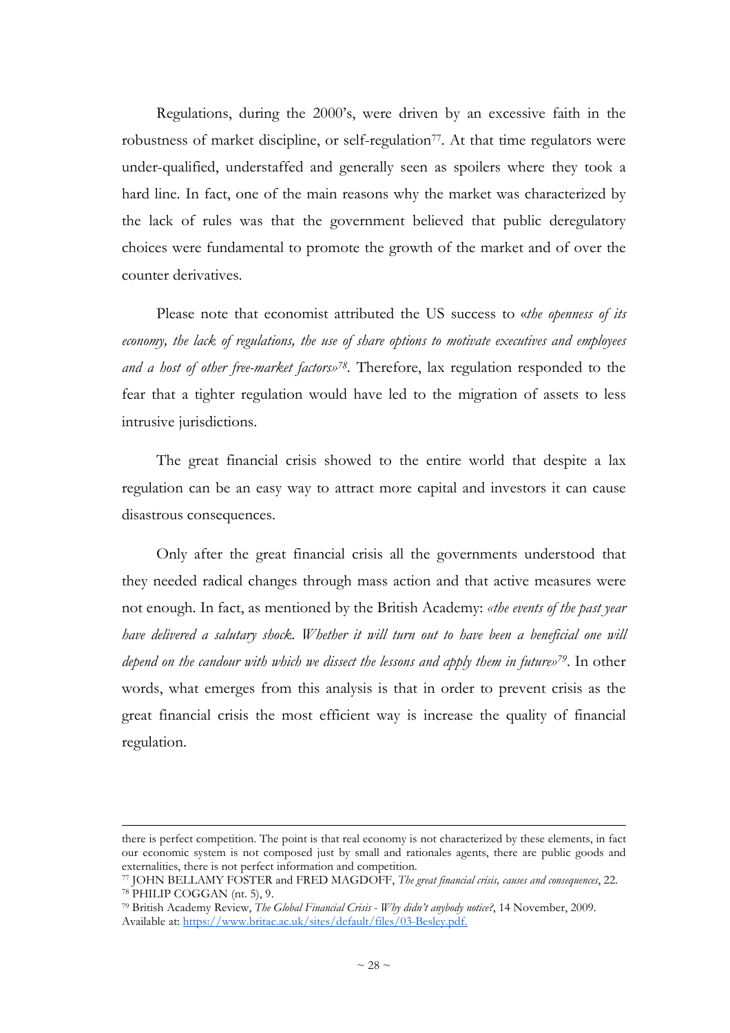Regulations, during the 2000's, were driven by an excessive faith in the robustness of market discipline, or self-regulation[77]. At that time regulators were under-qualified, understaffed and generally seen as spoilers where they took a hard line. In fact, one of the main reasons why the market was characterized by the lack of rules was that the government believed that public deregulatory choices were fundamental to promote the growth of the market and of over the counter derivatives.

Please note that economist attributed the US success to «*the openness of its economy, the lack of regulations, the use of share options to motivate executives and employees and a host of other free-market factors*»[78]. Therefore, lax regulation responded to the fear that a tighter regulation would have led to the migration of assets to less intrusive jurisdictions.

The great financial crisis showed to the entire world that despite a lax regulation can be an easy way to attract more capital and investors it can cause disastrous consequences.

Only after the great financial crisis all the governments understood that they needed radical changes through mass action and that active measures were not enough. In fact, as mentioned by the British Academy: «*the events of the past year have delivered a salutary shock. Whether it will turn out to have been a beneficial one will depend on the candour with which we dissect the lessons and apply them in future*»[79]. In other words, what emerges from this analysis is that in order to prevent crisis as the great financial crisis the most efficient way is increase the quality of financial regulation.

---

there is perfect competition. The point is that real economy is not characterized by these elements, in fact our economic system is not composed just by small and rationales agents, there are public goods and externalities, there is not perfect information and competition.

[77] JOHN BELLAMY FOSTER and FRED MAGDOFF, *The great financial crisis, causes and consequences*, 22.

[78] PHILIP COGGAN (nt. 5), 9.

[79] British Academy Review, *The Global Financial Crisis - Why didn't anybody notice?*, 14 November, 2009. Available at: https://www.britac.ac.uk/sites/default/files/03-Besley.pdf.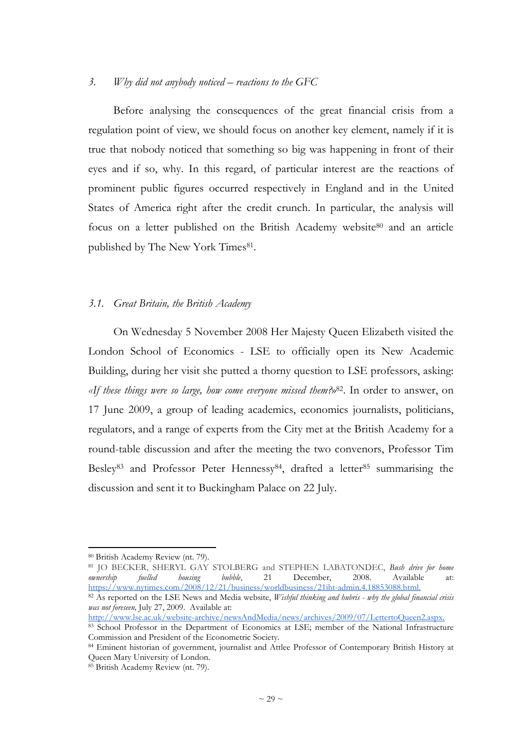### 3. *Why did not anybody noticed – reactions to the GFC*

Before analysing the consequences of the great financial crisis from a regulation point of view, we should focus on another key element, namely if it is true that nobody noticed that something so big was happening in front of their eyes and if so, why. In this regard, of particular interest are the reactions of prominent public figures occurred respectively in England and in the United States of America right after the credit crunch. In particular, the analysis will focus on a letter published on the British Academy website[80] and an article published by The New York Times[81].

#### 3.1. *Great Britain, the British Academy*

On Wednesday 5 November 2008 Her Majesty Queen Elizabeth visited the London School of Economics - LSE to officially open its New Academic Building, during her visit she putted a thorny question to LSE professors, asking: «*If these things were so large, how come everyone missed them?*»[82]. In order to answer, on 17 June 2009, a group of leading academics, economics journalists, politicians, regulators, and a range of experts from the City met at the British Academy for a round-table discussion and after the meeting the two convenors, Professor Tim Besley[83] and Professor Peter Hennessy[84], drafted a letter[85] summarising the discussion and sent it to Buckingham Palace on 22 July.

---

[80] British Academy Review (nt. 79).

[81] JO BECKER, SHERYL GAY STOLBERG and STEPHEN LABATONDEC, *Bush drive for home ownership fuelled housing bubble*, 21 December, 2008. Available at: https://www.nytimes.com/2008/12/21/business/worldbusiness/21iht-admin.4.18853088.html.

[82] As reported on the LSE News and Media website, *Wishful thinking and hubris - why the global financial crisis was not foreseen,* July 27, 2009. Available at: http://www.lse.ac.uk/website-archive/newsAndMedia/news/archives/2009/07/LettertoQueen2.aspx.

[83] School Professor in the Department of Economics at LSE; member of the National Infrastructure Commission and President of the Econometric Society.

[84] Eminent historian of government, journalist and Attlee Professor of Contemporary British History at Queen Mary University of London.

[85] British Academy Review (nt. 79).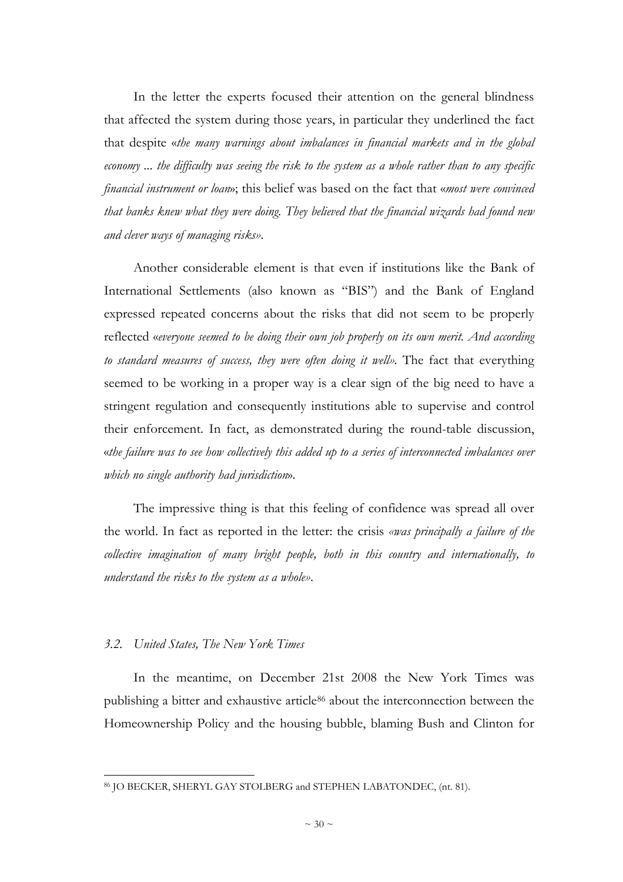In the letter the experts focused their attention on the general blindness that affected the system during those years, in particular they underlined the fact that despite «*the many warnings about imbalances in financial markets and in the global economy ... the difficulty was seeing the risk to the system as a whole rather than to any specific financial instrument or loan*»; this belief was based on the fact that «*most were convinced that banks knew what they were doing. They believed that the financial wizards had found new and clever ways of managing risks»*.

Another considerable element is that even if institutions like the Bank of International Settlements (also known as "BIS") and the Bank of England expressed repeated concerns about the risks that did not seem to be properly reflected «*everyone seemed to be doing their own job properly on its own merit. And according to standard measures of success, they were often doing it well»*. The fact that everything seemed to be working in a proper way is a clear sign of the big need to have a stringent regulation and consequently institutions able to supervise and control their enforcement. In fact, as demonstrated during the round-table discussion, «*the failure was to see how collectively this added up to a series of interconnected imbalances over which no single authority had jurisdiction*».

The impressive thing is that this feeling of confidence was spread all over the world. In fact as reported in the letter: the crisis *«was principally a failure of the collective imagination of many bright people, both in this country and internationally, to understand the risks to the system as a whole»*.

### *3.2. United States, The New York Times*

In the meantime, on December 21st 2008 the New York Times was publishing a bitter and exhaustive article[86] about the interconnection between the Homeownership Policy and the housing bubble, blaming Bush and Clinton for

---

[86] JO BECKER, SHERYL GAY STOLBERG and STEPHEN LABATONDEC, (nt. 81).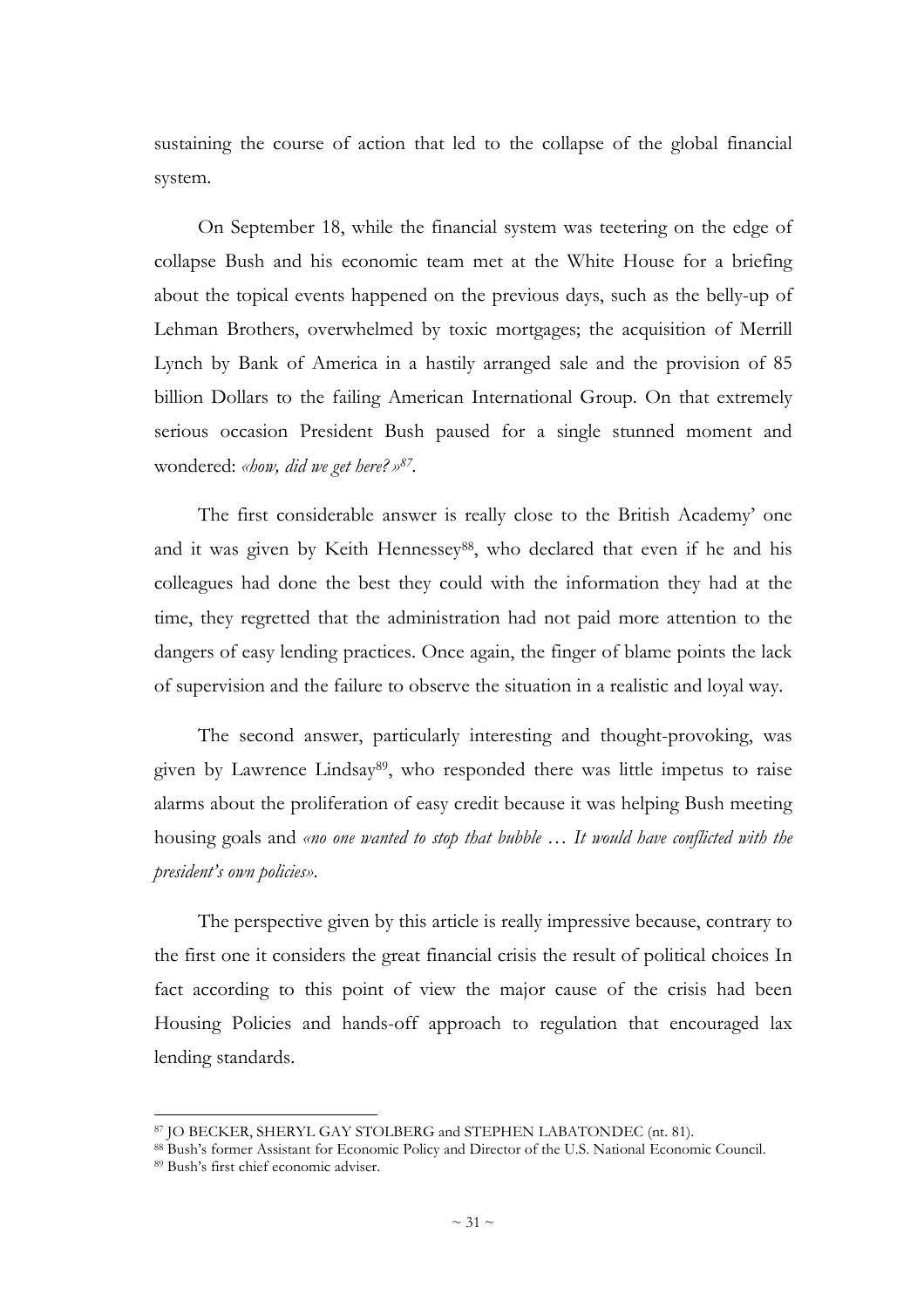sustaining the course of action that led to the collapse of the global financial system.

On September 18, while the financial system was teetering on the edge of collapse Bush and his economic team met at the White House for a briefing about the topical events happened on the previous days, such as the belly-up of Lehman Brothers, overwhelmed by toxic mortgages; the acquisition of Merrill Lynch by Bank of America in a hastily arranged sale and the provision of 85 billion Dollars to the failing American International Group. On that extremely serious occasion President Bush paused for a single stunned moment and wondered: *«how, did we get here?»*[87].

The first considerable answer is really close to the British Academy' one and it was given by Keith Hennessey[88], who declared that even if he and his colleagues had done the best they could with the information they had at the time, they regretted that the administration had not paid more attention to the dangers of easy lending practices. Once again, the finger of blame points the lack of supervision and the failure to observe the situation in a realistic and loyal way.

The second answer, particularly interesting and thought-provoking, was given by Lawrence Lindsay[89], who responded there was little impetus to raise alarms about the proliferation of easy credit because it was helping Bush meeting housing goals and *«no one wanted to stop that bubble … It would have conflicted with the president's own policies»*.

The perspective given by this article is really impressive because, contrary to the first one it considers the great financial crisis the result of political choices In fact according to this point of view the major cause of the crisis had been Housing Policies and hands-off approach to regulation that encouraged lax lending standards.

---

[87] JO BECKER, SHERYL GAY STOLBERG and STEPHEN LABATONDEC (nt. 81).

[88] Bush's former Assistant for Economic Policy and Director of the U.S. National Economic Council.

[89] Bush's first chief economic adviser.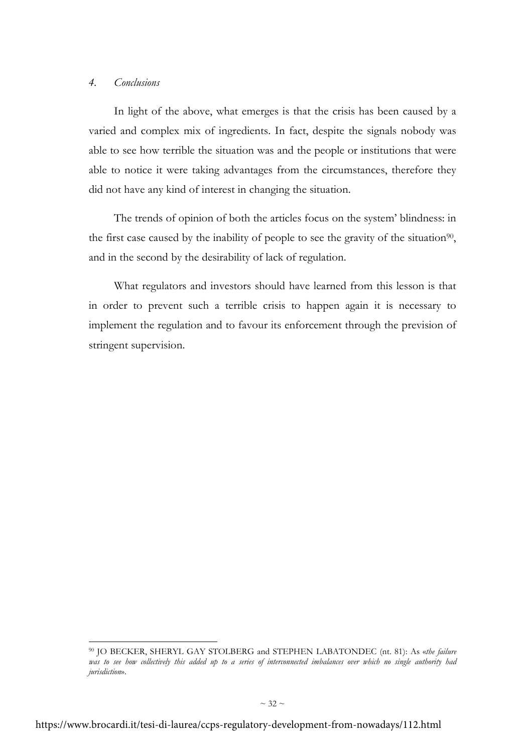### *4. Conclusions*

In light of the above, what emerges is that the crisis has been caused by a varied and complex mix of ingredients. In fact, despite the signals nobody was able to see how terrible the situation was and the people or institutions that were able to notice it were taking advantages from the circumstances, therefore they did not have any kind of interest in changing the situation.

The trends of opinion of both the articles focus on the system' blindness: in the first case caused by the inability of people to see the gravity of the situation[90], and in the second by the desirability of lack of regulation.

What regulators and investors should have learned from this lesson is that in order to prevent such a terrible crisis to happen again it is necessary to implement the regulation and to favour its enforcement through the prevision of stringent supervision.

---

[90] JO BECKER, SHERYL GAY STOLBERG and STEPHEN LABATONDEC (nt. 81): As «*the failure was to see how collectively this added up to a series of interconnected imbalances over which no single authority had jurisdiction*».

https://www.brocardi.it/tesi-di-laurea/ccps-regulatory-development-from-nowadays/112.html